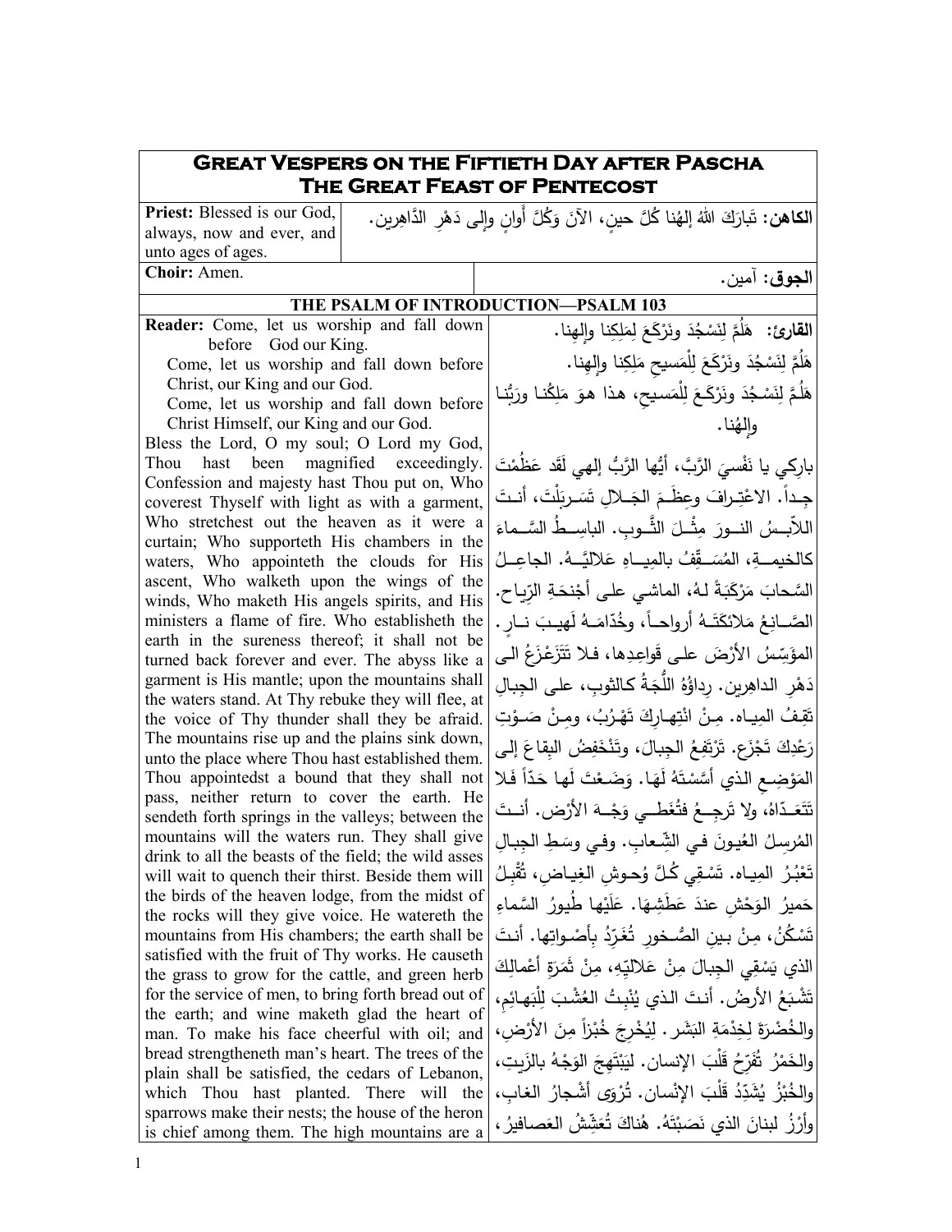# Great Vespers on the Fiftieth Day after Pascha
## The Great Feast of Pentecost

| | |
|---|---|
| **Priest:** Blessed is our God, always, now and ever, and unto ages of ages. | **الكاهن:** تَبارَكَ اللهُ إلهُنا كُلَّ حينٍ، الآنَ وَكُلَّ أَوانٍ وإلى دَهْرِ الدَّاهِرين. |
| **Choir:** Amen. | **الجوق:** آمين. |

### THE PSALM OF INTRODUCTION—PSALM 103

| | |
|---|---|
| **Reader:** Come, let us worship and fall down before God our King.<br>Come, let us worship and fall down before Christ, our King and our God.<br>Come, let us worship and fall down before Christ Himself, our King and our God.<br>Bless the Lord, O my soul; O Lord my God, Thou hast been magnified exceedingly. Confession and majesty hast Thou put on, Who coverest Thyself with light as with a garment, Who stretchest out the heaven as it were a curtain; Who supporteth His chambers in the waters, Who appointeth the clouds for His ascent, Who walketh upon the wings of the winds, Who maketh His angels spirits, and His ministers a flame of fire. Who establisheth the earth in the sureness thereof; it shall not be turned back forever and ever. The abyss like a garment is His mantle; upon the mountains shall the waters stand. At Thy rebuke they will flee, at the voice of Thy thunder shall they be afraid. The mountains rise up and the plains sink down, unto the place where Thou hast established them. Thou appointedst a bound that they shall not pass, neither return to cover the earth. He sendeth forth springs in the valleys; between the mountains will the waters run. They shall give drink to all the beasts of the field; the wild asses will wait to quench their thirst. Beside them will the birds of the heaven lodge, from the midst of the rocks will they give voice. He watereth the mountains from His chambers; the earth shall be satisfied with the fruit of Thy works. He causeth the grass to grow for the cattle, and green herb for the service of men, to bring forth bread out of the earth; and wine maketh glad the heart of man. To make his face cheerful with oil; and bread strengtheneth man's heart. The trees of the plain shall be satisfied, the cedars of Lebanon, which Thou hast planted. There will the sparrows make their nests; the house of the heron is chief among them. The high mountains are a | **القارئ:** هَلُمَّ لِنَسْجُدَ ونَرْكَعَ لِمَلِكِنا وإلهنا.<br>هَلُمَّ لِنَسْجُدَ ونَرْكَعَ لِلْمَسيحِ مَلِكِنا وإلهنا.<br>هَلُمَّ لِنَسْجُدَ ونَرْكَعَ لِلْمَسيحِ، هذا هوَ مَلِكُنا ورَبُّنا وإلهُنا.<br>بارِكي يا نَفْسيَ الرَّبَّ، أيُّها الرَّبُّ إلهي لَقَد عَظُمْتَ جِداً. الاعْتِرافَ وعِظَمَ الجَلالِ تَسَربَلْتَ، أنتَ اللاّبِسُ النورَ مِثْلَ الثَّوبِ. الباسِطُ السَّماءَ كالخيمةِ، المُسَقِّفُ بالمِياهِ عَلاليَّهُ. الجاعِلُ السَّحابَ مَرْكَبَةً لهُ، الماشي على أجْنحَةِ الرِّياح. الصّانِعُ مَلائكَتَهُ أرواحاً، وخُدّامَهُ لَهيبَ نارٍ. المؤَسِّسُ الأرْضَ على قَواعِدِها، فلا تَتَزَعْزَعُ الى دَهْرِ الداهِرين. رِداؤُهُ اللُّجَةُ كالثوبِ، على الجِبالِ تَقِفُ المِياه. مِنْ انْتِهارِكَ تَهْرُبُ، ومِنْ صَوْتِ رَعْدِكَ تَجْزَع. تَرْتَفِعُ الجِبالَ، وتَنْخَفِضُ البِقاعُ إلى المَوْضِعِ الذي أسَّسْتَهُ لَهَا. وَضَعْتَ لَها حَدّاً فَلا تَتَعَدّاهُ، ولا تَرجِعُ فتُغَطي وَجْهَ الأرْض. أنتَ المُرسِلُ العُيونَ في الشِّعابِ. وفي وسَطِ الجِبالِ تَعْبُرُ المِياه. تَسْقِي كُلَّ وُحوشِ الغِياضِ، تُقْبِلُ حَميرُ الوَحْشِ عندَ عَطَشِهَا. عَلَيْها طُيورُ السَّماءِ تَسْكُنُ، مِنْ بينِ الصُّخورِ تُغَرِّدُ بِأَصْواتِها. أنتَ الذي يَسْقِي الجِبالَ مِنْ عَلاليِّهِ، مِنْ ثَمَرَةِ أعْمالِكَ تَشْبَعُ الأرضُ. أنتَ الذي يُنْبِتُ العُشْبَ لِلْبَهائِمِ، والخُضْرَةَ لِخِدْمَةِ البَشَر. لِيُخْرِجَ خُبْزاً مِنَ الأرْضِ، والخَمْرُ تُفَرِّحُ قَلْبَ الإنسان. لِيَبْتَهِجَ الوَجْهُ بالزَيتِ، والخُبْزُ يُشَدِّدُ قَلْبَ الإنْسان. تُرْوَى أشْجارُ الغابِ، وأرْزُ لبنانَ الذي نَصَبْتَهُ. هُناكَ تُعَشِّشُ العَصافيرُ، |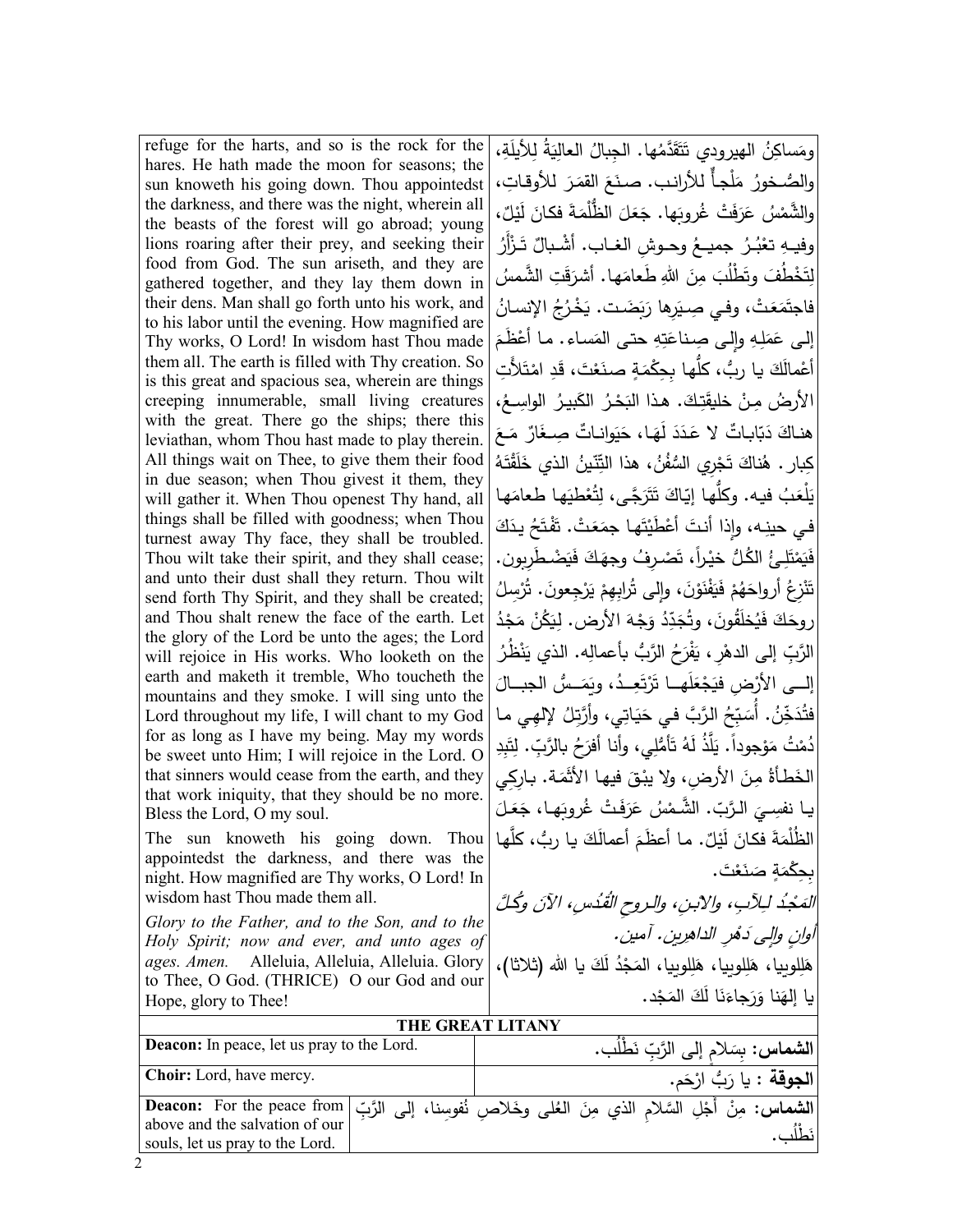| | |
|---|---|
| refuge for the harts, and so is the rock for the hares. He hath made the moon for seasons; the sun knoweth his going down. Thou appointedst the darkness, and there was the night, wherein all the beasts of the forest will go abroad; young lions roaring after their prey, and seeking their food from God. The sun ariseth, and they are gathered together, and they lay them down in their dens. Man shall go forth unto his work, and to his labor until the evening. How magnified are Thy works, O Lord! In wisdom hast Thou made them all. The earth is filled with Thy creation. So is this great and spacious sea, wherein are things creeping innumerable, small living creatures with the great. There go the ships; there this leviathan, whom Thou hast made to play therein. All things wait on Thee, to give them their food in due season; when Thou givest it them, they will gather it. When Thou openest Thy hand, all things shall be filled with goodness; when Thou turnest away Thy face, they shall be troubled. Thou wilt take their spirit, and they shall cease; and unto their dust shall they return. Thou wilt send forth Thy Spirit, and they shall be created; and Thou shalt renew the face of the earth. Let the glory of the Lord be unto the ages; the Lord will rejoice in His works. Who looketh on the earth and maketh it tremble, Who toucheth the mountains and they smoke. I will sing unto the Lord throughout my life, I will chant to my God for as long as I have my being. May my words be sweet unto Him; I will rejoice in the Lord. O that sinners would cease from the earth, and they that work iniquity, that they should be no more. Bless the Lord, O my soul.<br><br>The sun knoweth his going down. Thou appointedst the darkness, and there was the night. How magnified are Thy works, O Lord! In wisdom hast Thou made them all.<br><br>*Glory to the Father, and to the Son, and to the Holy Spirit; now and ever, and unto ages of ages. Amen.* Alleluia, Alleluia, Alleluia. Glory to Thee, O God. (THRICE) O our God and our Hope, glory to Thee! | ومَساكِنُ الهيرودي تَتَقَدَّمُها. الجِبالُ العالِيَةُ لِلأيلَةِ، والصُّخورُ مَلْجأٌ للأرانب. صنَعَ القمَرَ للأوقاتِ، والشَّمْسُ عَرَفَتْ غُروبَها. جَعَلَ الظُّلْمَةَ فكانَ لَيْلٌ، وفيهِ تعْبُرُ جميعُ وحوشِ الغاب. أشْبالٌ تَزْأَرُ لِتَخْطُفَ وتَطْلُبَ مِنَ اللهِ طَعامَها. أشرَقَتِ الشَّمسُ فاجتَمَعَتْ، وفي صِيَرِها رَبَضَت. يَخْرُجُ الإنسانُ إلى عَمَلِهِ وإلى صِناعَتِهِ حتى المَساء. ما أعْظَمَ أعْمالَكَ يا ربُّ، كلُّها بِحِكْمَةٍ صنَعْتَ، قَدِ امْتَلأَتِ الأرضُ مِنْ خليقَتِكَ. هذا البَحْرُ الكَبيرُ الواسِعُ، هناكَ دَبّاباتٌ لا عَدَدَ لَهَا، حَيَواناتٌ صِغَارٌ مَعَ كِبار. هُناكَ تَجْري السُّفُنُ، هذا التِّنينُ الذي خَلَقْتَهُ يَلْعَبُ فيه. وكلُّها إيّاكَ تَتَرَجَّى، لِتُعْطِيَها طعامَها في حينِه، وإذا أنتَ أعْطَيْتَها جمَعَتْ. تَفْتَحُ يدَكَ فَيَمْتَلِئُ الكُلُّ خيْراً، تَصْرِفُ وجهَكَ فَيَضْطَرِبون. تَنْزِعُ أرواحَهُمْ فَيَفْنَوْنَ، وإلى تُرابِهِمْ يَرْجِعونَ. تُرْسِلُ روحَكَ فَيُخلَقُونَ، وتُجَدِّدُ وَجْهَ الأرض. لِيَكُنْ مَجْدُ الرَّبِّ إلى الدهرِ، يَفْرَحُ الرَّبُّ بأعمالِه. الذي يَنْظُرُ إلى الأرْضِ فيَجْعَلَها تَرْتَعِدُ، ويَمَسُّ الجبالَ فتُدَخِّنُ. أُسَبِّحُ الرَّبَّ في حَيَاتِي، وأُرَتِّلُ لإلهِي ما دُمْتُ مَوْجوداً. يَلَذُّ لَهُ تَأَمُّلِي، وأنا أفرَحُ بالرَّبّ. لِتَبِدِ الخَطَأةُ مِنَ الأرضِ، ولا يبْقَ فيها الأثَمَة. بارِكِي يا نفسِيَ الرَّبّ. الشَّمْسُ عَرَفَتْ غُروبَها، جَعَلَ الظُّلْمَةَ فكانَ لَيْلٌ. ما أعظَمَ أعمالَكَ يا ربُّ، كلَّها بِحِكْمَةٍ صَنَعْتَ.<br><br>*المَجْدُ للآبِ، والابنِ، والروحِ القُدُس، الآنَ وكُلَّ أوانٍ وإلى دَهْرِ الداهِرين. آمين.*<br><br>هَلِلوييا، هَلِلوييا، هَلِلوييا، المَجْدُ لَكَ يا الله (ثلاثا)، يا إلهَنا وَرَجاءَنَا لَكَ المَجْد. |

## THE GREAT LITANY

| | |
|---|---|
| **Deacon:** In peace, let us pray to the Lord. | **الشماس:** بِسَلامٍ إلى الرَّبِّ نَطْلُب. |
| **Choir:** Lord, have mercy. | **الجوقة :** يا رَبُّ ارْحَم. |
| **Deacon:** For the peace from above and the salvation of our souls, let us pray to the Lord. | **الشماس:** مِنْ أَجْلِ السَّلامِ الذي مِنَ العُلى وخَلاصِ نُفوسِنا، إلى الرَّبِّ نَطْلُب. |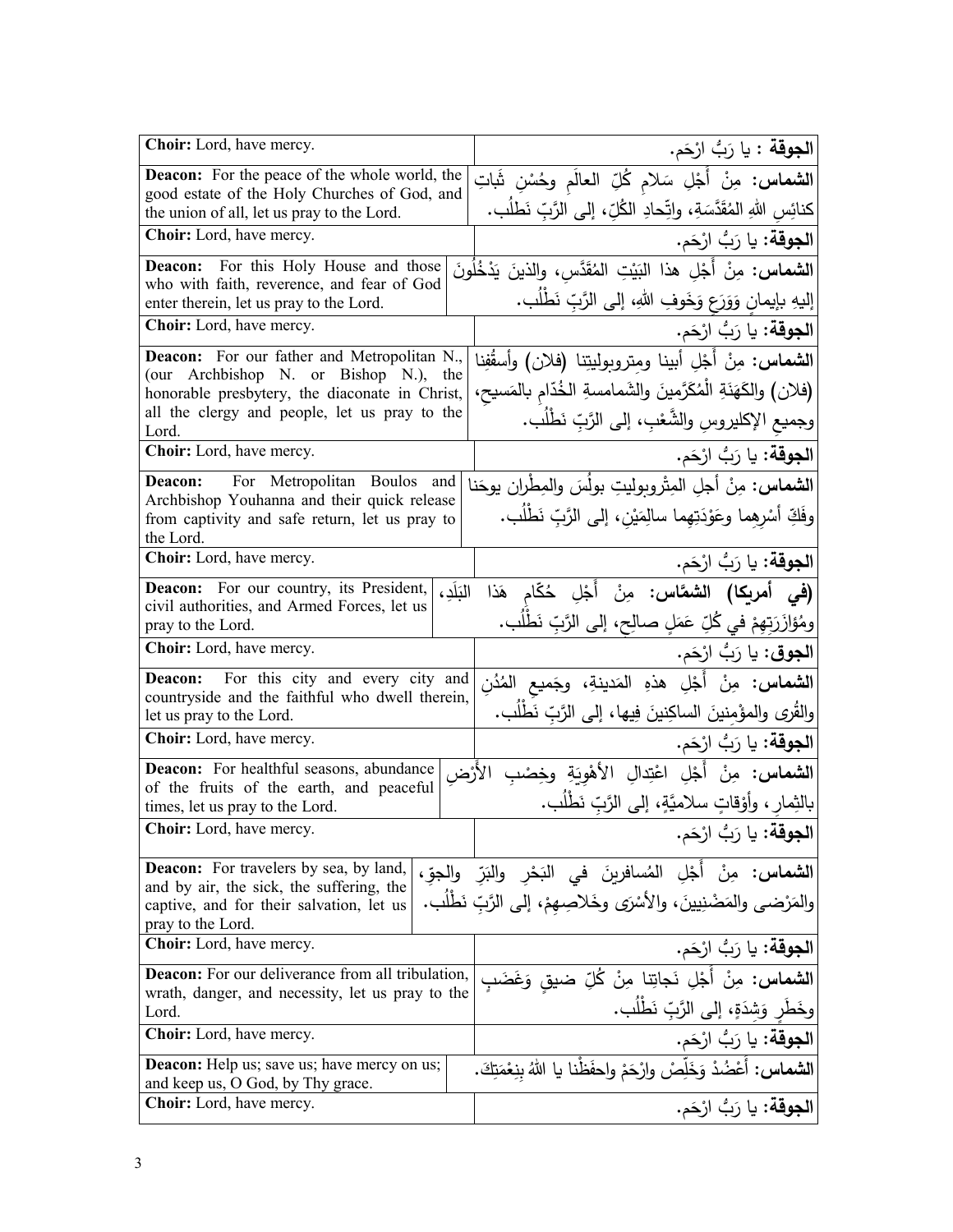| | |
|---|---|
| **Choir:** Lord, have mercy. | **الجوقة** : يا رَبُّ ارْحَم. |
| **Deacon:** For the peace of the whole world, the good estate of the Holy Churches of God, and the union of all, let us pray to the Lord. | **الشماس:** مِنْ أَجْلِ سَلامِ كُلِّ العالَمِ وحُسْنِ ثَباتِ كنائِسِ اللهِ المُقَدَّسَةِ، واتِّحادِ الكُلِّ، إلى الرَّبِّ نَطلُب. |
| **Choir:** Lord, have mercy. | **الجوقة:** يا رَبُّ ارْحَم. |
| **Deacon:** For this Holy House and those who with faith, reverence, and fear of God enter therein, let us pray to the Lord. | **الشماس:** مِنْ أَجْلِ هذا البَيْتِ المُقَدَّسِ، والذينَ يَدْخُلُونَ إليه بإيمانٍ وَوَرَعٍ وَخَوفِ اللهِ، إلى الرَّبِّ نَطْلُب. |
| **Choir:** Lord, have mercy. | **الجوقة:** يا رَبُّ ارْحَم. |
| **Deacon:** For our father and Metropolitan N., (our Archbishop N. or Bishop N.), the honorable presbytery, the diaconate in Christ, all the clergy and people, let us pray to the Lord. | **الشماس:** مِنْ أَجْلِ أبينا ومتروبوليتنا (فلان) وأسقُفِنا (فلان) والكَهَنَةِ الْمُكَرَّمينَ والشَمامسةِ الخُدّامِ بالمَسيحِ، وجميعِ الإكليروسِ والشَّعْبِ، إلى الرَّبِّ نَطْلُب. |
| **Choir:** Lord, have mercy. | **الجوقة:** يا رَبُّ ارْحَم. |
| **Deacon:** For Metropolitan Boulos and Archbishop Youhanna and their quick release from captivity and safe return, let us pray to the Lord. | **الشماس:** مِنْ أجلِ المِتْروبوليتِ بولُسَ والمِطْران يوحَنا وفَكِّ أَسْرِهِما وعَوْدَتِهِما سالِمَيْنِ، إلى الرَّبِّ نَطْلُب. |
| **Choir:** Lord, have mercy. | **الجوقة:** يا رَبُّ ارْحَم. |
| **Deacon:** For our country, its President, civil authorities, and Armed Forces, let us pray to the Lord. | **(في أمريكا) الشمَّاس:** مِنْ أَجْلِ حُكّامِ هَذا البَلَدِ، ومُؤازَرَتِهِمْ في كُلِّ عَمَلٍ صالِحٍ، إلى الرَّبِّ نَطْلُب. |
| **Choir:** Lord, have mercy. | **الجوق:** يا رَبُّ ارْحَم. |
| **Deacon:** For this city and every city and countryside and the faithful who dwell therein, let us pray to the Lord. | **الشماس:** مِنْ أَجْلِ هذهِ المَدينةِ، وجَميعِ المُدُنِ والقُرى والمؤْمِنينَ الساكِنينَ فِيها، إلى الرَّبِّ نَطْلُب. |
| **Choir:** Lord, have mercy. | **الجوقة:** يا رَبُّ ارْحَم. |
| **Deacon:** For healthful seasons, abundance of the fruits of the earth, and peaceful times, let us pray to the Lord. | **الشماس:** مِنْ أَجْلِ اعْتِدالِ الأَهْوِيَةِ وخِصْبِ الأَرْضِ بالثِمارِ، وأَوقاتٍ سلاميَّةٍ، إلى الرَّبِّ نَطْلُب. |
| **Choir:** Lord, have mercy. | **الجوقة:** يا رَبُّ ارْحَم. |
| **Deacon:** For travelers by sea, by land, and by air, the sick, the suffering, the captive, and for their salvation, let us pray to the Lord. | **الشماس:** مِنْ أَجْلِ المُسافرينَ في البَحْرِ والبَرِّ والجوِّ، والمَرْضى والمَضْنِيينَ، والأَسْرَى وخَلاصِهِمْ، إلى الرَّبِّ نَطْلُب. |
| **Choir:** Lord, have mercy. | **الجوقة:** يا رَبُّ ارْحَم. |
| **Deacon:** For our deliverance from all tribulation, wrath, danger, and necessity, let us pray to the Lord. | **الشماس:** مِنْ أَجْلِ نَجاتِنا مِنْ كُلِّ ضيقٍ وَغَضَبٍ وخَطَرٍ وَشِدَةٍ، إلى الرَّبِّ نَطْلُب. |
| **Choir:** Lord, have mercy. | **الجوقة:** يا رَبُّ ارْحَم. |
| **Deacon:** Help us; save us; have mercy on us; and keep us, O God, by Thy grace. | **الشماس:** أَعْضُدْ وَخَلِّصْ وارْحَمْ واحفَظْنا يا اللهُ بِنِعْمَتِكَ. |
| **Choir:** Lord, have mercy. | **الجوقة:** يا رَبُّ ارْحَم. |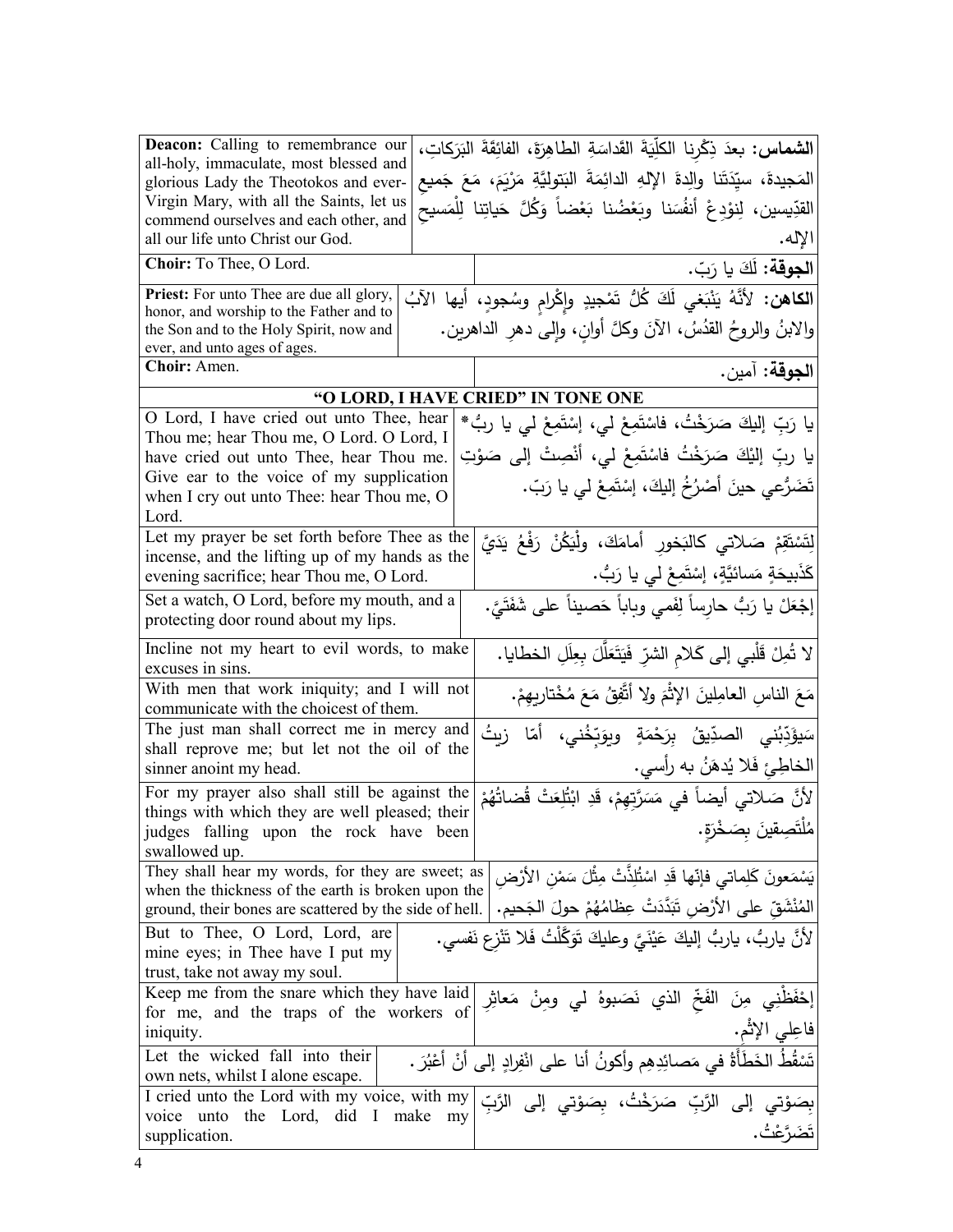| English | Arabic |
| --- | --- |
| **Deacon:** Calling to remembrance our all-holy, immaculate, most blessed and glorious Lady the Theotokos and ever-Virgin Mary, with all the Saints, let us commend ourselves and each other, and all our life unto Christ our God. | **الشماس:** بعدَ ذِكْرِنا الكلّيَةَ القَداسَةِ الطاهِرَةَ، الفائِقَةَ البَرَكاتِ، المَجيدةَ، سيّدَتَنا والِدةَ الإلهِ الدائِمَةَ البَتوليَّةِ مَرْيَمَ، مَعَ جَميعِ القدّيسين، لِنوْدِعْ أنفُسَنا وبَعْضُنا بَعْضاً وَكُلَّ حَياتِنا لِلْمَسيحِ الإله. |
| **Choir:** To Thee, O Lord. | **الجوقة:** لَكَ يا رَبّ. |
| **Priest:** For unto Thee are due all glory, honor, and worship to the Father and to the Son and to the Holy Spirit, now and ever, and unto ages of ages. | **الكاهن:** لأنَّهُ يَنْبَغي لَكَ كُلُّ تَمْجيدٍ وإكْرامٍ وسُجودٍ، أيها الآبُ والابنُ والروحُ القدُسُ، الآنَ وكلَّ أوانٍ، وإلى دهرِ الداهرين. |
| **Choir:** Amen. | **الجوقة:** آمين. |
| **"O LORD, I HAVE CRIED" IN TONE ONE** | |
| O Lord, I have cried out unto Thee, hear Thou me; hear Thou me, O Lord. O Lord, I have cried out unto Thee, hear Thou me. Give ear to the voice of my supplication when I cry out unto Thee: hear Thou me, O Lord. | يا رَبِّ إليكَ صَرَخْتُ، فاسْتَمِعْ لي، إسْتَمِعْ لي يا ربُّ* يا ربِّ إليْكَ صَرَخْتُ فاسْتَمِعْ لي، أنْصِتْ إلى صَوْتِ تَضَرُّعي حينَ أَصْرُخُ إليكَ، إسْتَمِعْ لي يا رَبّ. |
| Let my prayer be set forth before Thee as the incense, and the lifting up of my hands as the evening sacrifice; hear Thou me, O Lord. | لِتَسْتَقِمْ صَلاتي كالبَخورِ أمامَكَ، ولْيَكُنْ رَفْعُ يَدَيَّ كَذَبيحَةٍ مَسائيَّةٍ، إسْتَمِعْ لي يا رَبُّ. |
| Set a watch, O Lord, before my mouth, and a protecting door round about my lips. | إجْعَلْ يا رَبُّ حارِساً لِفَمي وباباً حَصيناً على شَفَتَيَّ. |
| Incline not my heart to evil words, to make excuses in sins. | لا تُمِلْ قَلْبي إلى كَلامِ الشرّ فَيَتَعَلَّلَ بِعِلَلِ الخطايا. |
| With men that work iniquity; and I will not communicate with the choicest of them. | مَعَ الناسِ العامِلينَ الإثْمَ ولا أَتَّفِقُ مَعَ مُخْتاريهِمْ. |
| The just man shall correct me in mercy and shall reprove me; but let not the oil of the sinner anoint my head. | سَيؤَدِّبُني الصدّيقُ بِرَحْمَةٍ ويوَبِّخُني، أمّا زيتُ الخاطِئِ فَلا يُدهَنُ به رأسي. |
| For my prayer also shall still be against the things with which they are well pleased; their judges falling upon the rock have been swallowed up. | لأنَّ صَلاتي أيضاً في مَسَرَّتِهِمْ، قَدِ ابْتُلِعَتْ قُضاتُهُمْ مُلْتَصِقينَ بِصَخْرَةٍ. |
| They shall hear my words, for they are sweet; as when the thickness of the earth is broken upon the ground, their bones are scattered by the side of hell. | يَسْمَعونَ كَلِماتي فإنّها قَدِ اسْتُلِذَّتْ مِثْلَ سَمْنِ الأرْضِ المُنْشَقّ على الأرْضِ تَبَدَّدَتْ عِظامُهُمْ حولَ الجَحيم. |
| But to Thee, O Lord, Lord, are mine eyes; in Thee have I put my trust, take not away my soul. | لأنَّ ياربُّ، ياربُّ إليكَ عَيْنَيَّ وعليكَ تَوَكَّلْتُ فَلا تَنْزِع نَفسي. |
| Keep me from the snare which they have laid for me, and the traps of the workers of iniquity. | إحْفَظْني مِنَ الفَخِّ الذي نَصَبوهُ لي ومِنْ مَعاثِرِ فاعِلي الإثْم. |
| Let the wicked fall into their own nets, whilst I alone escape. | تَسْقُطُ الخَطَأَةُ في مَصائِدِهِم وأكونُ أنا على انْفِرادٍ إلى أنْ أعْبُرَ. |
| I cried unto the Lord with my voice, with my voice unto the Lord, did I make my supplication. | بِصَوْتي إلى الرَّبِّ صَرَخْتُ، بِصَوْتي إلى الرَّبِّ تَضَرَّعْتُ. |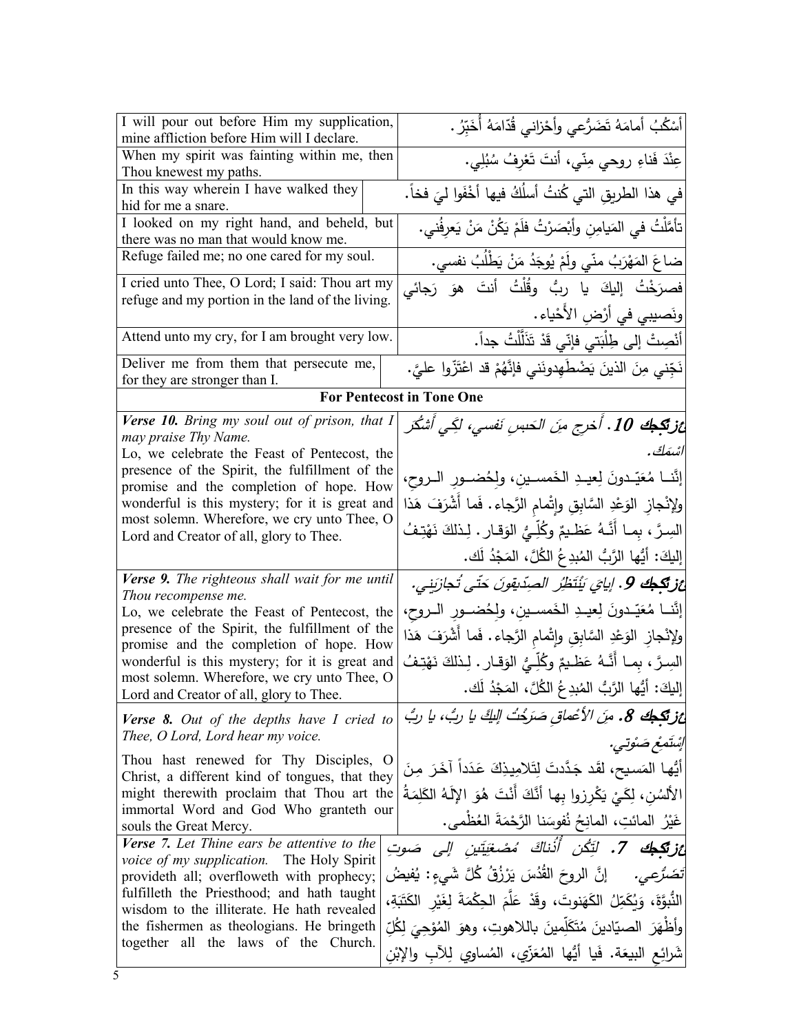| English | Arabic |
|---|---|
| I will pour out before Him my supplication, mine affliction before Him will I declare. | أَسْكُبُ أمامَهُ تَضَرُّعي وأحْزاني قُدّامَهُ أُخَبِّرُ. |
| When my spirit was fainting within me, then Thou knewest my paths. | عِنْدَ فَناءِ روحي مِنّي، أنتَ تَعْرِفُ سُبُلِي. |
| In this way wherein I have walked they hid for me a snare. | في هذا الطريقِ التي كُنتُ أسلُكُ فيها أخْفَوا ليَ فخاً. |
| I looked on my right hand, and beheld, but there was no man that would know me. | تأمَّلْتُ في المَيامِنِ وأبْصَرْتُ فلَمْ يَكُنْ مَنْ يَعرِفُني. |
| Refuge failed me; no one cared for my soul. | ضاعَ المَهْرَبُ منّي ولَمْ يُوجَدُ مَنْ يَطْلُبُ نفسي. |
| I cried unto Thee, O Lord; I said: Thou art my refuge and my portion in the land of the living. | فصرَخْتُ إليكَ يا ربُّ وقُلْتُ أنتَ هوَ رَجائي ونَصيبي في أرْضِ الأَحْياء. |
| Attend unto my cry, for I am brought very low. | أنْصِتْ إلى طِلْبَتي فإنّي قَدْ تَذَلَّلْتُ جداً. |
| Deliver me from them that persecute me, for they are stronger than I. | نَجِّني مِنَ الذينَ يَضْطَهِدونَني فإنَّهُمْ قد اعْتَزّوا عليَّ. |
| **For Pentecost in Tone One** | |
| ***Verse 10.*** *Bring my soul out of prison, that I may praise Thy Name.* Lo, we celebrate the Feast of Pentecost, the presence of the Spirit, the fulfillment of the promise and the completion of hope. How wonderful is this mystery; for it is great and most solemn. Wherefore, we cry unto Thee, O Lord and Creator of all, glory to Thee. | ***عزتكجك 10.*** *أَخرِج مِنَ الحَبسِ نَفسي، لِكَي أَشكُرَ اسْمَكَ.* إنَّنـا مُعَيِّـدونَ لِعيـدِ الخَمسـينِ، ولِحُضـورِ الـروحِ، ولإنْجازِ الوَعْدِ السَّابِقِ وإتْمامِ الرَّجاء. فَما أَشْرَفَ هَذا السِرَّ، بِما أَنَّـهُ عَظـيمٌ وكُلِّـيُّ الوَقـار. لِذلكَ نَهْتِـفُ إليكَ: أيُّها الرَّبُّ المُبدِعُ الكُلَّ، المَجْدُ لَك. |
| ***Verse 9.*** *The righteous shall wait for me until Thou recompense me.* Lo, we celebrate the Feast of Pentecost, the presence of the Spirit, the fulfillment of the promise and the completion of hope. How wonderful is this mystery; for it is great and most solemn. Wherefore, we cry unto Thee, O Lord and Creator of all, glory to Thee. | ***عزتكجك 9.*** *إيايَ يَنْتَظِرُ الصِدّيقونَ حَتّى تُجازيَني.* إنَّنـا مُعَيِّـدونَ لِعيـدِ الخَمسـينِ، ولِحُضـورِ الـروحِ، ولإنْجازِ الوَعْدِ السَّابِقِ وإتْمامِ الرَّجاء. فَما أَشْرَفَ هَذا السِرَّ، بِما أَنَّـهُ عَظـيمٌ وكُلِّـيُّ الوَقـار. لِذلكَ نَهْتِـفُ إليكَ: أيُّها الرَّبُّ المُبدِعُ الكُلَّ، المَجْدُ لَك. |
| ***Verse 8.*** *Out of the depths have I cried to Thee, O Lord, Lord hear my voice.* Thou hast renewed for Thy Disciples, O Christ, a different kind of tongues, that they might therewith proclaim that Thou art the immortal Word and God Who granteth our souls the Great Mercy. | ***عزتكجك 8.*** *مِنَ الأَعْماقِ صَرَخْتُ إليكَ يا ربُّ، يا ربُّ إسْتَمِعْ صَوْتي.* أيُّها المَسيح، لقَد جَدَّدتَ لِتَلاميذِكَ عَدَداً آخَرَ مِنَ الألسُنِ، لِكَيْ يَكْرِزوا بها أنَّكَ أنْتَ هُوَ الإلَهُ الكَلِمَةُ غَيْرُ المائتِ، المانِحُ نُفوسَنا الرَّحْمَةَ العُظْمى. |
| ***Verse 7.*** *Let Thine ears be attentive to the voice of my supplication.* The Holy Spirit provideth all; overfloweth with prophecy; fulfilleth the Priesthood; and hath taught wisdom to the illiterate. He hath revealed the fishermen as theologians. He bringeth together all the laws of the Church. | ***عزتكجك 7.*** *لِتَكُن أُذناكَ مُصْغِيَتَينِ إلى صَوتِ تَضَرُّعي.* إنَّ الروحَ القُدُسَ يَرْزُقُ كُلَّ شَيءٍ: يُفيضُ النُّبوَّةَ، وَيُكَمِّلُ الكَهَنوتَ، وقَدْ عَلَّمَ الحِكْمَةَ لِغَيْرِ الكَتَبَةِ، وأظْهَرَ الصيّادينَ مُتَكَلِّمينَ باللاهوتِ، وهوَ المُوْحِيَ لِكُلِّ شَرائعِ البيعَة. فَيا أيُّها المُعَزّي، المُساوي لِلآبِ والإبْنِ |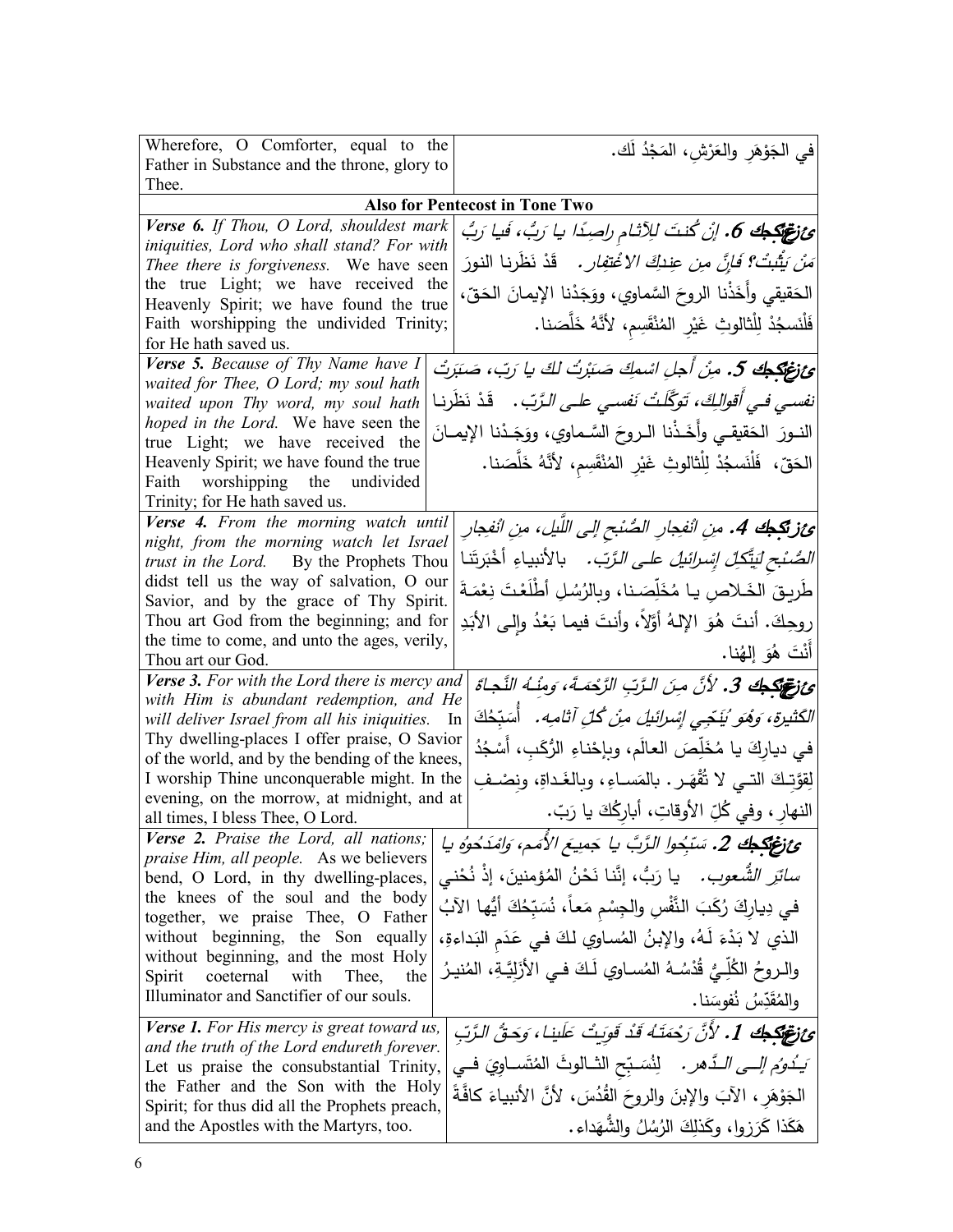| Wherefore, O Comforter, equal to the Father in Substance and the throne, glory to Thee. | في الجَوْهَرِ والعَرْشِ، المَجْدُ لَك. |
|---|---|
| **Also for Pentecost in Tone Two** | |
| ***Verse 6.*** *If Thou, O Lord, shouldest mark iniquities, Lord who shall stand? For with Thee there is forgiveness.* We have seen the true Light; we have received the Heavenly Spirit; we have found the true Faith worshipping the undivided Trinity; for He hath saved us. | ***عِزْعِكِجِك 6.*** *إنْ كُنتَ للآثامِ راصِدًا يا رَبُّ، فَيا رَبُّ مَنْ يَثْبتُ؟ فَإنَّ مِن عِندِكَ الاغْتِفار.* قَدْ نَظَرنا النورَ الحَقيقي وأَخَذْنا الروحَ السَّماوي، ووَجَدْنا الإيمانَ الحَقّ، فَلْنَسجُدْ لِلْثالوثِ غَيْرِ المُنْقَسِمِ، لأنَّهُ خَلَّصَنا. |
| ***Verse 5.*** *Because of Thy Name have I waited for Thee, O Lord; my soul hath waited upon Thy word, my soul hath hoped in the Lord.* We have seen the true Light; we have received the Heavenly Spirit; we have found the true Faith worshipping the undivided Trinity; for He hath saved us. | ***عِزْعِكِجِك 5.*** *مِنْ أَجلِ اسْمِكَ صَبَرْتُ لكَ يا رَبّ، صَبَرَتْ نفسي في أقوالِكَ، تَوَكَّلَتْ نَفسي على الرَّبّ.* قَدْ نَظَرنا النورَ الحَقيقي وأَخَذْنا الروحَ السَّماوي، ووَجَدْنا الإيمانَ الحَقّ، فَلْنَسجُدْ لِلْثالوثِ غَيْرِ المُنْقَسِمِ، لأنَّهُ خَلَّصَنا. |
| ***Verse 4.*** *From the morning watch until night, from the morning watch let Israel trust in the Lord.* By the Prophets Thou didst tell us the way of salvation, O our Savior, and by the grace of Thy Spirit. Thou art God from the beginning; and for the time to come, and unto the ages, verily, Thou art our God. | ***عِزْعِكِجِك 4.*** *مِن انْفِجارِ الصُّبْحِ إلى اللَّيل، مِن انْفِجارِ الصُّبْحِ لِيَتَّكِلْ إسْرائيلُ على الرَّبّ.* بالأنبياءِ أَخْبَرْتَنا طَريقَ الخَلاصِ يا مُخَلِّصَنا، وبالرُسُلِ أَطْلَعْتَ نِعْمَةَ روحِكَ. أنتَ هُوَ الإلهُ أوّلاً، وأنتَ فيما بَعْدُ وإلى الأبَدِ أَنْتَ هُوَ إلهُنا. |
| ***Verse 3.*** *For with the Lord there is mercy and with Him is abundant redemption, and He will deliver Israel from all his iniquities.* In Thy dwelling-places I offer praise, O Savior of the world, and by the bending of the knees, I worship Thine unconquerable might. In the evening, on the morrow, at midnight, and at all times, I bless Thee, O Lord. | ***عِزْعِكِجِك 3.*** *لأنَّ مِنَ الرَّبِّ الرَّحْمَةَ، وَمِنْهُ النَّجاةُ الكَثيرة، وَهُوَ يُنَجّي إسْرائيلَ مِنْ كُلِّ آثامِه.* أُسَبِّحُكَ في ديارِكَ يا مُخَلِّصَ العالَم، وبإحْناءِ الرُّكَبِ، أَسْجُدُ لِقوَّتِكَ التي لا تُقْهَر. بالمَساءِ، وبالغَداةِ، ونِصْفِ النهارِ، وفي كُلِّ الأوقاتِ، أُبارِكُكَ يا رَبّ. |
| ***Verse 2.*** *Praise the Lord, all nations; praise Him, all people.* As we believers bend, O Lord, in thy dwelling-places, the knees of the soul and the body together, we praise Thee, O Father without beginning, the Son equally without beginning, and the most Holy Spirit coeternal with Thee, the Illuminator and Sanctifier of our souls. | ***عِزْعِكِجِك 2.*** *سَبِّحُوا الرَّبَّ يا جَميعَ الأُمَمِ، وَامْدَحُوهُ يا سائِرَ الشُّعوب.* يا رَبُّ، إنَّنا نَحْنُ المُؤمنينَ، إذْ نُحْني في دِيارِكَ رُكَبَ النَّفْسِ والجِسْمِ مَعاً، نُسَبِّحُكَ أيُّها الآبُ الذي لا بَدْءَ لَهُ، والإبنُ المُساوي لكَ في عَدَمِ البَداءةِ، والروحُ الكُلِّيُّ قُدْسُهُ المُساوي لَكَ في الأزَلِيَّةِ، المُنيرُ والمُقَدِّسُ نُفوسَنا. |
| ***Verse 1.*** *For His mercy is great toward us, and the truth of the Lord endureth forever.* Let us praise the consubstantial Trinity, the Father and the Son with the Holy Spirit; for thus did all the Prophets preach, and the Apostles with the Martyrs, too. | ***عِزْعِكِجِك 1.*** *لأنَّ رَحْمَتَهُ قَدْ قَوِيَتْ عَلَينا، وَحَقُّ الرَّبِّ يَدُومُ إلى الدَّهر.* لِنُسَبِّحِ الثالوثَ المُتَساوِيَ في الجَوْهَرِ، الآبَ والإبنَ والروحَ القُدُسَ، لأنَّ الأنبياءَ كافَّةً هَكَذا كَرَزوا، وكَذلِكَ الرُسُلُ والشُّهَداء. |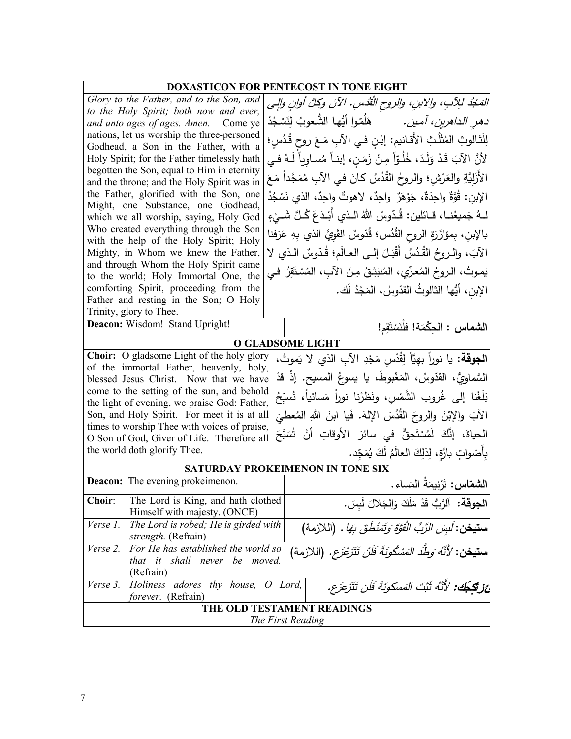| DOXASTICON FOR PENTECOST IN TONE EIGHT | |
|---|---|
| *Glory to the Father, and to the Son, and to the Holy Spirit; both now and ever, and unto ages of ages. Amen.* Come ye nations, let us worship the three-personed Godhead, a Son in the Father, with a Holy Spirit; for the Father timelessly hath begotten the Son, equal to Him in eternity and the throne; and the Holy Spirit was in the Father, glorified with the Son, one Might, one Substance, one Godhead, which we all worship, saying, Holy God Who created everything through the Son with the help of the Holy Spirit; Holy Mighty, in Whom we knew the Father, and through Whom the Holy Spirit came to the world; Holy Immortal One, the comforting Spirit, proceeding from the Father and resting in the Son; O Holy Trinity, glory to Thee. | *المَجْدُ للآبِ، والابنِ، والروحِ القُدُسِ. الآنَ وكلَّ أوانٍ وإلى دهرِ الداهرين، آمين.* هَلُمّوا أيُّها الشُّعوبُ لِنَسْجُدْ لِلْثالوثِ المُثَلَّثِ الأَقانيم: إبْنٍ في الآبِ مَعَ روحٍ قُدُسٍ؛ لأَنَّ الآبَ قَدْ وَلَدَ، خُلُوّاً مِنْ زَمَنٍ، إبناً مُساوِياً لَهُ في الأَزَلِيَّةِ والعَرْشِ؛ والروحُ القُدُسُ كانَ في الآبِ مُمَجَّداً مَعَ الإبنِ: قُوَّةٌ واحِدَةٌ، جَوْهَرٌ واحِدٌ، لاهوتٌ واحِدٌ، الذي نَسْجُدُ لَهُ جَميعُنا، قائلين: قُدّوسٌ اللهُ الذي أَبْدَعَ كُلَّ شَيْءٍ بالإبنِ، بِمؤازَرَةِ الروحِ القُدُس؛ قُدّوسٌ القَوِيُّ الذي بِهِ عَرَفنا الآبَ، والروحُ القُدُسُ أَقْبَلَ إلى العالَمِ؛ قُدّوسٌ الذي لا يَموتُ، الروحُ المُعَزّي، المُنبَثِقُ مِنَ الآبِ، المُستَقِرُّ في الإبنِ، أيُّها الثالوثُ القدّوسُ، المَجْدُ لَك. |
| **Deacon:** Wisdom! Stand Upright! | **الشماس : الحِكْمَة! فلْنَسْتَقِم!** |
| **O GLADSOME LIGHT** | |
| **Choir:** O gladsome Light of the holy glory of the immortal Father, heavenly, holy, blessed Jesus Christ. Now that we have come to the setting of the sun, and behold the light of evening, we praise God: Father, Son, and Holy Spirit. For meet it is at all times to worship Thee with voices of praise, O Son of God, Giver of Life. Therefore all the world doth glorify Thee. | **الجوقة:** يا نوراً بهيَّاً لِقُدْسِ مَجْدِ الآبِ الذي لا يَموتُ، السَّماويُّ، القدّوسُ، المَغْبوطُ، يا يسوعُ المسيح. إذْ قدْ بَلَغْنا إلى غُروبِ الشَّمْسِ، ونَظَرْنا نوراً مَسائياً، نُسبِّحُ الآبَ والإبْنَ والروحَ القُدُسَ الإلهَ. فَيا ابنَ اللهِ المُعطيَ الحياةَ، إنَّكَ لَمُسْتَحِقٌّ في سائرَ الأوقاتِ أنْ تُسَبَّحَ بِأَصْواتٍ بارَّةٍ، لِذلِكَ العالَمُ لَكَ يُمَجِّد. |
| **SATURDAY PROKEIMENON IN TONE SIX** | |
| **Deacon:** The evening prokeimenon. | **الشمّاس:** تَرْنيمَةُ المَساء. |
| **Choir**: The Lord is King, and hath clothed Himself with majesty. (ONCE) | **الجوقة:** اَلرَّبُّ قَدْ مَلَكَ وَالجَلالَ لَبِسَ. |
| *Verse 1. The Lord is robed; He is girded with strength.* (Refrain) | **ستيخن:** *لَبِسَ الرَّبُّ القُوَّةَ وَتَمَنْطَقَ بِهَا.* (اللازمة) |
| *Verse 2. For He has established the world so that it shall never be moved.* (Refrain) | **ستيخن:** *لأَنَّهُ وَطَّدَ المَسْكونَةَ فَلَنْ تَتَزَعْزَع.* (اللازمة) |
| *Verse 3. Holiness adores thy house, O Lord, forever.* (Refrain) | **عزتكجك:** *لأَنَّهُ ثَبَّتَ المَسكونَةَ فَلَن تَتَزعزَع.* |
| **THE OLD TESTAMENT READINGS** *The First Reading* | |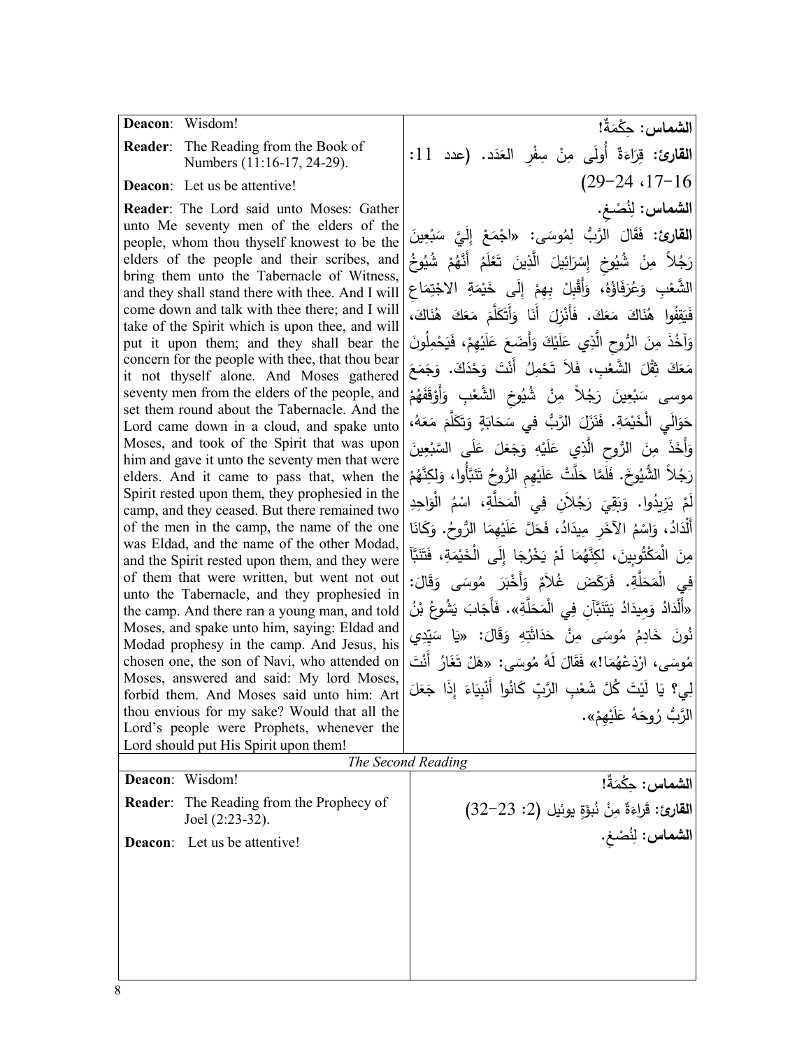| | |
|---|---|
| **Deacon**: Wisdom! | **الشماس: حِكْمَةٌ!** |
| **Reader**: The Reading from the Book of Numbers (11:16-17, 24-29). | **القارئ:** قِرَاءَةٌ أُولَى مِنْ سِفْرِ العَدَد. (عدد 11: 16-17، 24-29) |
| **Deacon**: Let us be attentive! | **الشماس: لِنُصْغِ.** |
| **Reader**: The Lord said unto Moses: Gather unto Me seventy men of the elders of the people, whom thou thyself knowest to be the elders of the people and their scribes, and bring them unto the Tabernacle of Witness, and they shall stand there with thee. And I will come down and talk with thee there; and I will take of the Spirit which is upon thee, and will put it upon them; and they shall bear the concern for the people with thee, that thou bear it not thyself alone. And Moses gathered seventy men from the elders of the people, and set them round about the Tabernacle. And the Lord came down in a cloud, and spake unto Moses, and took of the Spirit that was upon him and gave it unto the seventy men that were elders. And it came to pass that, when the Spirit rested upon them, they prophesied in the camp, and they ceased. But there remained two of the men in the camp, the name of the one was Eldad, and the name of the other Modad, and the Spirit rested upon them, and they were of them that were written, but went not out unto the Tabernacle, and they prophesied in the camp. And there ran a young man, and told Moses, and spake unto him, saying: Eldad and Modad prophesy in the camp. And Jesus, his chosen one, the son of Navi, who attended on Moses, answered and said: My lord Moses, forbid them. And Moses said unto him: Art thou envious for my sake? Would that all the Lord's people were Prophets, whenever the Lord should put His Spirit upon them! | **القارئ:** فَقَالَ الرَّبُّ لِمُوسَى: «اجْمَعْ إِلَيَّ سَبْعِينَ رَجُلاً مِنْ شُيُوخِ إِسْرَائِيلَ الَّذِينَ تَعْلَمُ أَنَّهُمْ شُيُوخُ الشَّعْبِ وَعُرَفَاؤُهُ، وَأَقْبِلْ بِهِمْ إِلَى خَيْمَةِ الاجْتِمَاعِ فَيَقِفُوا هُنَاكَ مَعَكَ. فَأَنْزِلَ أَنَا وَأَتَكَلَّمَ مَعَكَ هُنَاكَ، وَآخُذَ مِنَ الرُّوحِ الَّذِي عَلَيْكَ وَأَضَعَ عَلَيْهِمْ، فَيَحْمِلُونَ مَعَكَ ثِقْلَ الشَّعْبِ، فَلاَ تَحْمِلُ أَنْتَ وَحْدَكَ. وَجَمَعَ موسى سَبْعِينَ رَجُلاً مِنْ شُيُوخِ الشَّعْبِ وَأَوْقَفَهُمْ حَوَالَيِ الْخَيْمَةِ. فَنَزَلَ الرَّبُّ فِي سَحَابَةٍ وَتَكَلَّمَ مَعَهُ، وَأَخَذَ مِنَ الرُّوحِ الَّذِي عَلَيْهِ وَجَعَلَ عَلَى السَّبْعِينَ رَجُلاً الشُّيُوخَ. فَلَمَّا حَلَّتْ عَلَيْهِمِ الرُّوحُ تَنَبَّأُوا، وَلكِنَّهُمْ لَمْ يَزِيدُوا. وَبَقِيَ رَجُلاَنِ فِي الْمَحَلَّةِ، اسْمُ الْوَاحِدِ أَلْدَادُ، وَاسْمُ الآخَرِ مِيدَادُ، فَحَلَّ عَلَيْهِمَا الرُّوحُ. وَكَانَا مِنَ الْمَكْتُوبِينَ، لكِنَّهُمَا لَمْ يَخْرُجَا إِلَى الْخَيْمَةِ، فَتَنَبَّآ فِي الْمَحَلَّةِ. فَرَكَضَ غُلاَمٌ وَأَخْبَرَ مُوسَى وَقَالَ: «أَلْدَادُ وَمِيدَادُ يَتَنَبَّآنِ فِي الْمَحَلَّةِ». فَأَجَابَ يَشُوعُ بْنُ نُونَ خَادِمُ مُوسَى مِنْ حَدَاثَتِهِ وَقَالَ: «يَا سَيِّدِي مُوسَى، ارْدَعْهُمَا!» فَقَالَ لَهُ مُوسَى: «هَلْ تَغَارُ أَنْتَ لِي؟ يَا لَيْتَ كُلَّ شَعْبِ الرَّبِّ كَانُوا أَنْبِيَاءَ إِذَا جَعَلَ الرَّبُّ رُوحَهُ عَلَيْهِمْ». |

*The Second Reading*

| | |
|---|---|
| **Deacon**: Wisdom! | **الشماس: حِكْمَةٌ!** |
| **Reader**: The Reading from the Prophecy of Joel (2:23-32). | **القارئ:** قَراءَةٌ مِنْ نُبُوَّةِ يوئيل (2: 23-32) |
| **Deacon**: Let us be attentive! | **الشماس: لِنُصْغِ.** |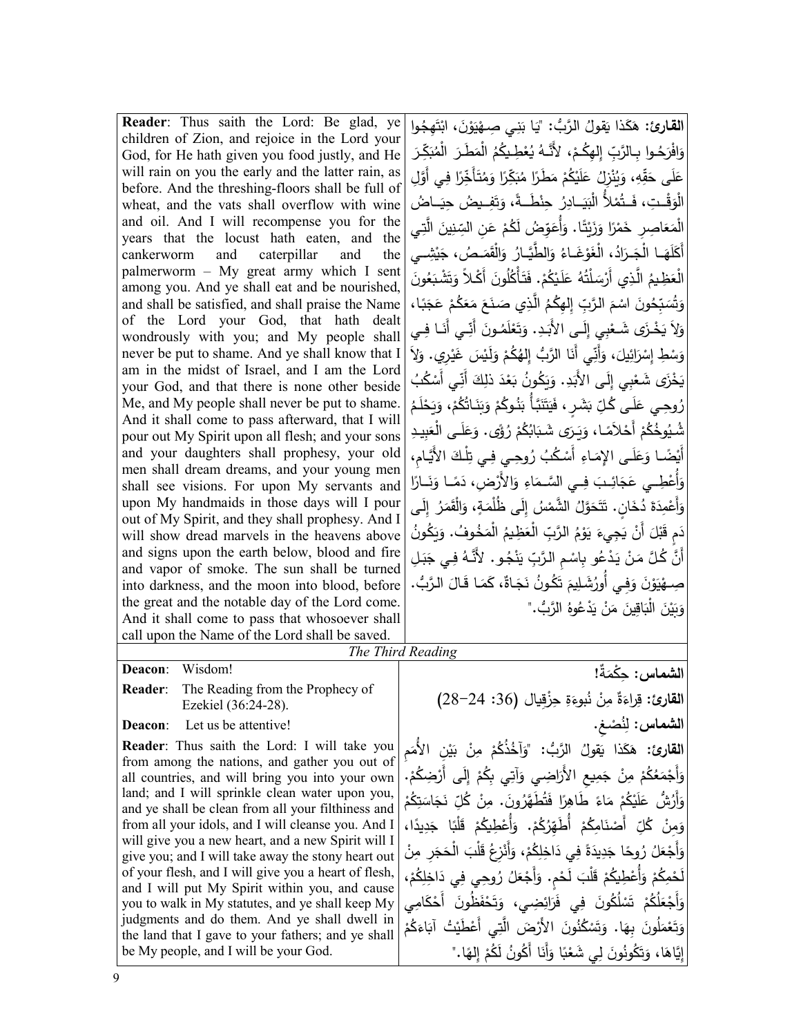| | |
|---|---|
| **Reader**: Thus saith the Lord: Be glad, ye children of Zion, and rejoice in the Lord your God, for He hath given you food justly, and He will rain on you the early and the latter rain, as before. And the threshing-floors shall be full of wheat, and the vats shall overflow with wine and oil. And I will recompense you for the years that the locust hath eaten, and the cankerworm and caterpillar and the palmerworm – My great army which I sent among you. And ye shall eat and be nourished, and shall be satisfied, and shall praise the Name of the Lord your God, that hath dealt wondrously with you; and My people shall never be put to shame. And ye shall know that I am in the midst of Israel, and I am the Lord your God, and that there is none other beside Me, and My people shall never be put to shame. And it shall come to pass afterward, that I will pour out My Spirit upon all flesh; and your sons and your daughters shall prophesy, your old men shall dream dreams, and your young men shall see visions. For upon My servants and upon My handmaids in those days will I pour out of My Spirit, and they shall prophesy. And I will show dread marvels in the heavens above and signs upon the earth below, blood and fire and vapor of smoke. The sun shall be turned into darkness, and the moon into blood, before the great and the notable day of the Lord come. And it shall come to pass that whosoever shall call upon the Name of the Lord shall be saved. | **القارئ:** هَكَذا يَقولُ الرَّبُّ: "يَا بَنِي صِهْيَوْنَ، ابْتَهِجُوا وَافْرَحُوا بِالرَّبِّ إِلهِكُمْ، لأَنَّهُ يُعْطِيكُمُ الْمَطَرَ الْمُبَكِّرَ عَلَى حَقِّهِ، وَيُنْزِلُ عَلَيْكُمْ مَطَرًا مُبَكِّرًا وَمُتَأَخِّرًا فِي أَوَّلِ الْوَقْتِ، فَتُمْلأُ الْبَيَادِرُ حِنْطَةً، وَتَفِيضُ حِيَاضُ الْمَعَاصِرِ خَمْرًا وَزَيْتًا. وَأُعَوِّضُ لَكُمْ عَنِ السِّنِينَ الَّتِي أَكَلَهَا الْجَرَادُ، الْغَوْغَاءُ وَالطَّيَّارُ وَالْقَمَصُ، جَيْشِي الْعَظِيمُ الَّذِي أَرْسَلْتُهُ عَلَيْكُمْ. فَتَأْكُلُونَ أَكْلاً وَتَشْبَعُونَ وَتُسَبِّحُونَ اسْمَ الرَّبِّ إِلهِكُمُ الَّذِي صَنَعَ مَعَكُمْ عَجَبًا، وَلاَ يَخْزَى شَعْبِي إِلَى الأَبَدِ. وَتَعْلَمُونَ أَنِّي أَنَا فِي وَسْطِ إِسْرَائِيلَ، وَأَنِّي أَنَا الرَّبُّ إِلهُكُمْ وَلَيْسَ غَيْرِي. وَلاَ يَخْزَى شَعْبِي إِلَى الأَبَدِ. وَيَكُونُ بَعْدَ ذلِكَ أَنِّي أَسْكُبُ رُوحِي عَلَى كُلِّ بَشَرٍ، فَيَتَنَبَّأُ بَنُوكُمْ وَبَنَاتُكُمْ، وَيَحْلَمُ شُيُوخُكُمْ أَحْلاَمًا، وَيَرَى شَبَابُكُمْ رُؤًى. وَعَلَى الْعَبِيدِ أَيْضًا وَعَلَى الإِمَاءِ أَسْكُبُ رُوحِي فِي تِلْكَ الأَيَّامِ، وَأُعْطِي عَجَائِبَ فِي السَّمَاءِ وَالأَرْضِ، دَمًا وَنَارًا وَأَعْمِدَةَ دُخَانٍ. تَتَحَوَّلُ الشَّمْسُ إِلَى ظُلْمَةٍ، وَالْقَمَرُ إِلَى دَمٍ قَبْلَ أَنْ يَجِيءَ يَوْمُ الرَّبِّ الْعَظِيمُ الْمَخُوفُ. وَيَكُونُ أَنَّ كُلَّ مَنْ يَدْعُو بِاسْمِ الرَّبِّ يَنْجُو. لأَنَّهُ فِي جَبَلِ صِهْيَوْنَ وَفِي أُورُشَلِيمَ تَكُونُ نَجَاةٌ، كَمَا قَالَ الرَّبُّ. وَبَيْنَ الْبَاقِينَ مَنْ يَدْعُوهُ الرَّبُّ." |

*The Third Reading*

| | |
|---|---|
| **Deacon**: Wisdom! | **الشماس:** حِكْمَةٌ! |
| **Reader**: The Reading from the Prophecy of Ezekiel (36:24-28). | **القارئ:** قِراءَةٌ مِنْ نُبوءَةِ حِزْقِيال (36: 24-28) |
| **Deacon**: Let us be attentive! | **الشماس:** لِنُصْغِ. |
| **Reader**: Thus saith the Lord: I will take you from among the nations, and gather you out of all countries, and will bring you into your own land; and I will sprinkle clean water upon you, and ye shall be clean from all your filthiness and from all your idols, and I will cleanse you. And I will give you a new heart, and a new Spirit will I give you; and I will take away the stony heart out of your flesh, and I will give you a heart of flesh, and I will put My Spirit within you, and cause you to walk in My statutes, and ye shall keep My judgments and do them. And ye shall dwell in the land that I gave to your fathers; and ye shall be My people, and I will be your God. | **القارئ:** هَكَذا يَقولُ الرَّبُّ: "وَآخُذُكُمْ مِنْ بَيْنِ الأُمَمِ وَأَجْمَعُكُمْ مِنْ جَمِيعِ الأَرَاضِي وَآتِي بِكُمْ إِلَى أَرْضِكُمْ. وَأَرُشُّ عَلَيْكُمْ مَاءً طَاهِرًا فَتُطَهَّرُونَ. مِنْ كُلِّ نَجَاسَتِكُمْ وَمِنْ كُلِّ أَصْنَامِكُمْ أُطَهِّرُكُمْ. وَأُعْطِيكُمْ قَلْبًا جَدِيدًا، وَأَجْعَلُ رُوحًا جَدِيدَةً فِي دَاخِلِكُمْ، وَأَنْزِعُ قَلْبَ الْحَجَرِ مِنْ لَحْمِكُمْ وَأُعْطِيكُمْ قَلْبَ لَحْمٍ. وَأَجْعَلُ رُوحِي فِي دَاخِلِكُمْ، وَأَجْعَلُكُمْ تَسْلُكُونَ فِي فَرَائِضِي، وَتَحْفَظُونَ أَحْكَامِي وَتَعْمَلُونَ بِهَا. وَتَسْكُنُونَ الأَرْضَ الَّتِي أَعْطَيْتُ آبَاءَكُمْ إِيَّاهَا، وَتَكُونُونَ لِي شَعْبًا وَأَنَا أَكُونُ لَكُمْ إِلهًا." |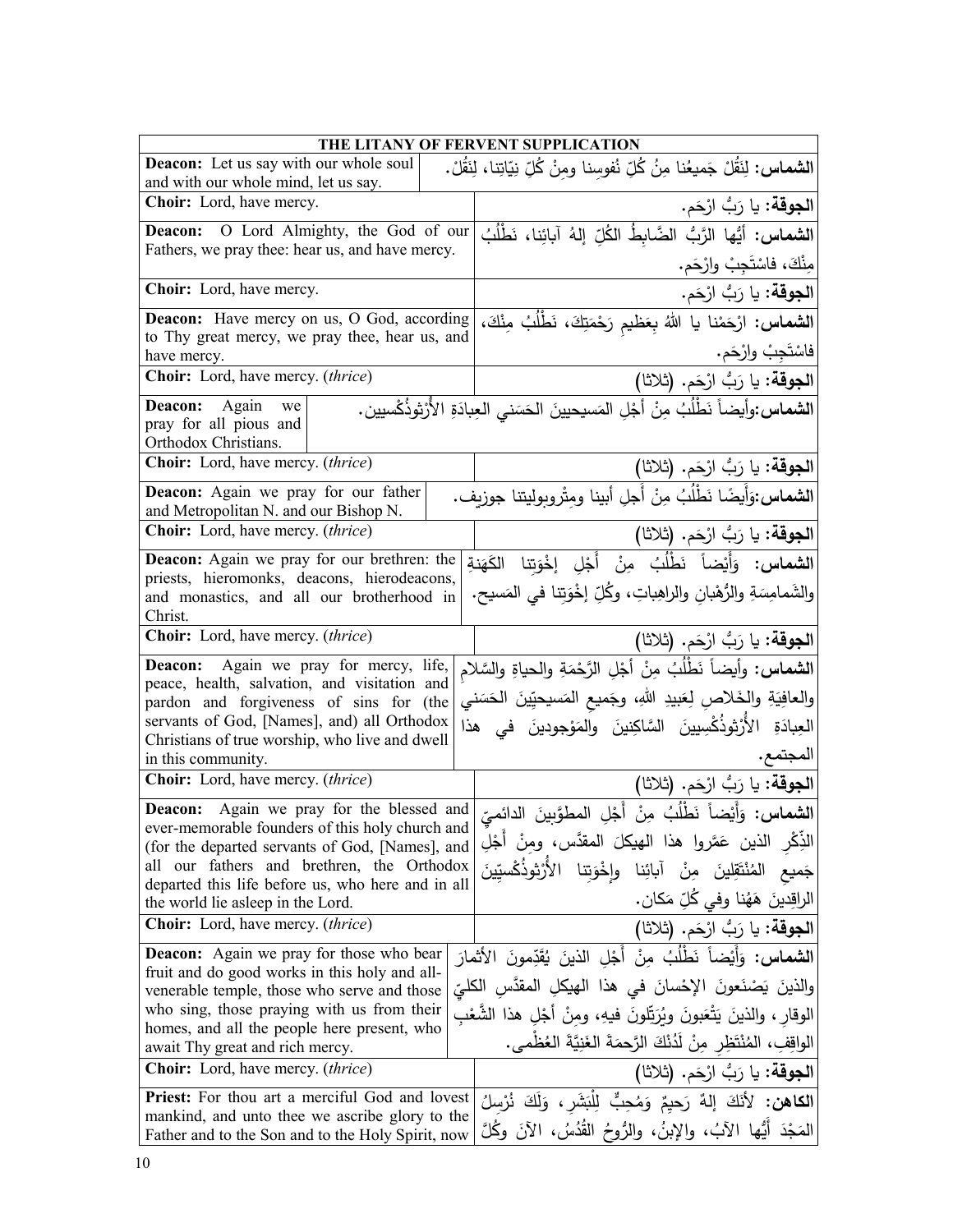| THE LITANY OF FERVENT SUPPLICATION | |
|---|---|
| **Deacon:** Let us say with our whole soul and with our whole mind, let us say. | **الشماس:** لِنَقُلْ جَميعُنا مِنْ كُلِّ نُفوسِنا ومِنْ كُلِّ نِيّاتِنا، لِنَقُلْ. |
| **Choir:** Lord, have mercy. | **الجوقة:** يا رَبُّ ارْحَم. |
| **Deacon:** O Lord Almighty, the God of our Fathers, we pray thee: hear us, and have mercy. | **الشماس:** أيُّها الرَّبُّ الضَّابِطُ الكُلِّ إلهُ آبائِنا، نَطْلُبُ مِنْكَ، فاسْتَجِبْ وارْحَم. |
| **Choir:** Lord, have mercy. | **الجوقة:** يا رَبُّ ارْحَم. |
| **Deacon:** Have mercy on us, O God, according to Thy great mercy, we pray thee, hear us, and have mercy. | **الشماس:** ارْحَمْنا يا اللهُ بِعَظيمِ رَحْمَتِكَ، نَطْلُبُ مِنْكَ، فاسْتَجِبْ وارْحَم. |
| **Choir:** Lord, have mercy. (*thrice*) | **الجوقة:** يا رَبُّ ارْحَم. (ثلاثا) |
| **Deacon:** Again we pray for all pious and Orthodox Christians. | **الشماس:** وأيضاً نَطْلُبُ مِنْ أجْلِ المَسيحيينَ الحَسَني العِبادَةِ الأُرْثوذُكْسيين. |
| **Choir:** Lord, have mercy. (*thrice*) | **الجوقة:** يا رَبُّ ارْحَم. (ثلاثا) |
| **Deacon:** Again we pray for our father and Metropolitan N. and our Bishop N. | **الشماس:** وَأيضًا نَطْلُبُ مِنْ أجلِ أبينا ومِتْروبوليتنا جوزيف. |
| **Choir:** Lord, have mercy. (*thrice*) | **الجوقة:** يا رَبُّ ارْحَم. (ثلاثا) |
| **Deacon:** Again we pray for our brethren: the priests, hieromonks, deacons, hierodeacons, and monastics, and all our brotherhood in Christ. | **الشماس:** وَأيْضاً نَطْلُبُ مِنْ أَجْلِ إخْوَتِنا الكَهَنةِ والشَمامِسَةِ والرُّهْبانِ والراهِباتِ، وكُلِّ إخْوَتِنا في المَسيح. |
| **Choir:** Lord, have mercy. (*thrice*) | **الجوقة:** يا رَبُّ ارْحَم. (ثلاثا) |
| **Deacon:** Again we pray for mercy, life, peace, health, salvation, and visitation and pardon and forgiveness of sins for (the servants of God, [Names], and) all Orthodox Christians of true worship, who live and dwell in this community. | **الشماس:** وأيضاً نَطْلُبُ مِنْ أجْلِ الرَّحْمَةِ والحياةِ والسَّلامِ والعافِيَةِ والخَلاصِ لِعَبيدِ اللهِ، وجَميعِ المَسيحيّينَ الحَسَني العِبادَةِ الأُرْثوذُكْسِيينَ السَّاكِنينَ والمَوْجودينَ في هذا المجتمع. |
| **Choir:** Lord, have mercy. (*thrice*) | **الجوقة:** يا رَبُّ ارْحَم. (ثلاثا) |
| **Deacon:** Again we pray for the blessed and ever-memorable founders of this holy church and (for the departed servants of God, [Names], and all our fathers and brethren, the Orthodox departed this life before us, who here and in all the world lie asleep in the Lord. | **الشماس:** وَأَيْضاً نَطْلُبُ مِنْ أَجْلِ المطوَّبينَ الدائميِّ الذِّكْرِ الذين عَمَّروا هذا الهيكلَ المقدَّس، ومِنْ أَجْلِ جَميعِ المُنْتَقِلينَ مِنْ آبائِنا وإخْوَتِنا الأُرْثوذُكْسيّينَ الراقِدينَ هَهُنا وفي كُلِّ مَكان. |
| **Choir:** Lord, have mercy. (*thrice*) | **الجوقة:** يا رَبُّ ارْحَم. (ثلاثا) |
| **Deacon:** Again we pray for those who bear fruit and do good works in this holy and all-venerable temple, those who serve and those who sing, those praying with us from their homes, and all the people here present, who await Thy great and rich mercy. | **الشماس:** وَأَيْضاً نَطْلُبُ مِنْ أَجْلِ الذينَ يُقَدِّمونَ الأثمارَ والذينَ يَصْنَعونَ الإحْسانَ في هذا الهيكلِ المقدَّسِ الكليِّ الوقارِ، والذينَ يَتْعَبونَ ويُرَتِّلونَ فيهِ، ومِنْ أَجْلِ هذا الشَّعْبِ الواقِفِ، المُنْتَظِرِ مِنْ لَدُنْكَ الرَّحمَةَ الغَنِيَّةَ العُظْمى. |
| **Choir:** Lord, have mercy. (*thrice*) | **الجوقة:** يا رَبُّ ارْحَم. (ثلاثا) |
| **Priest:** For thou art a merciful God and lovest mankind, and unto thee we ascribe glory to the Father and to the Son and to the Holy Spirit, now | **الكاهن:** لأنَكَ إلهٌ رَحيمٌ وَمُحِبٌّ لِلْبَشَرِ، وَلَكَ نُرْسِلُ المَجْدَ أَيُّها الآبُ، والإبنُ، والرُّوحُ القُدُسُ، الآنَ وكُلَّ |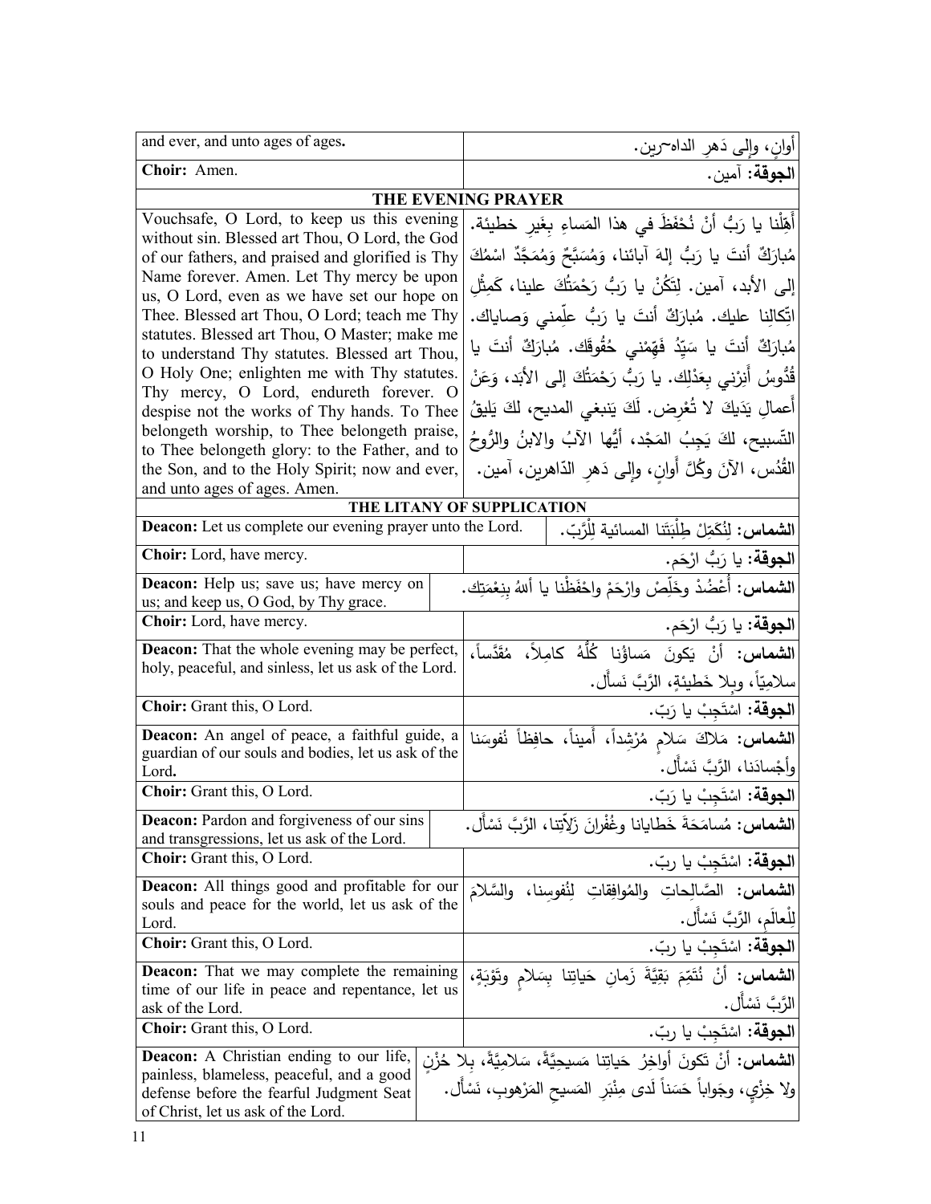| | |
|---|---|
| and ever, and unto ages of ages. | أوانٍ، وإلى دَهرِ الداه~رين. |
| **Choir:** Amen. | **الجوقة:** آمين. |
| **THE EVENING PRAYER** | |
| Vouchsafe, O Lord, to keep us this evening without sin. Blessed art Thou, O Lord, the God of our fathers, and praised and glorified is Thy Name forever. Amen. Let Thy mercy be upon us, O Lord, even as we have set our hope on Thee. Blessed art Thou, O Lord; teach me Thy statutes. Blessed art Thou, O Master; make me to understand Thy statutes. Blessed art Thou, O Holy One; enlighten me with Thy statutes. Thy mercy, O Lord, endureth forever. O despise not the works of Thy hands. To Thee belongeth worship, to Thee belongeth praise, to Thee belongeth glory: to the Father, and to the Son, and to the Holy Spirit; now and ever, and unto ages of ages. Amen. | أَهِّلْنا يا رَبُّ أنْ نُحْفَظَ في هذا المَساءِ بِغَيرِ خطيئة. مُبارَكٌ أنتَ يا رَبُّ إلهَ آبائنا، وَمُسَبَّحٌ وَمُمَجَّدٌ اسْمُكَ إلى الأبد، آمين. لِتَكُنْ يا رَبُّ رَحْمَتُكَ علينا، كَمِثْلِ اتِّكالِنا عليك. مُبارَكٌ أنتَ يا رَبُّ علِّمني وَصاياك. مُبارَكٌ أنتَ يا سَيِّدُ فَهِّمْني حُقُوقَك. مُبارَكٌ أنتَ يا قُدُّوسُ أَنِرْني بِعَدْلِك. يا رَبُّ رَحْمَتُكَ إلى الأبَد، وَعَنْ أَعمالِ يَدَيكَ لا تُعْرِض. لَكَ يَنبغي المديح، لكَ يَليقُ التّسبيح، لكَ يَجِبُ المَجْد، أيُّها الآبُ والابنُ والرُّوحُ القُدُس، الآنَ وكُلَّ أَوانٍ، وإلى دَهرِ الدّاهرين، آمين. |
| **THE LITANY OF SUPPLICATION** | |
| **Deacon:** Let us complete our evening prayer unto the Lord. | **الشماس:** لِنُكَمِّلْ طِلْبَتَنا المسائية لِلْرَّب. |
| **Choir:** Lord, have mercy. | **الجوقة:** يا رَبُّ ارْحَم. |
| **Deacon:** Help us; save us; have mercy on us; and keep us, O God, by Thy grace. | **الشماس:** أَعْضُدْ وخَلِّصْ وارْحَمْ واحْفَظْنا يا أللهُ بِنِعْمَتِك. |
| **Choir:** Lord, have mercy. | **الجوقة:** يا رَبُّ ارْحَم. |
| **Deacon:** That the whole evening may be perfect, holy, peaceful, and sinless, let us ask of the Lord. | **الشماس:** أنْ يَكونَ مَساؤنا كُلُّهُ كامِلاً، مُقَدَّساً، سلامِيّاً، وبِلا خَطيئةٍ، الرَّبَّ نَسأل. |
| **Choir:** Grant this, O Lord. | **الجوقة:** اسْتَجِبْ يا رَبّ. |
| **Deacon:** An angel of peace, a faithful guide, a guardian of our souls and bodies, let us ask of the Lord. | **الشماس:** مَلاكَ سَلامٍ مُرْشِداً، أميناً، حافِظاً نُفوسَنا وأجْسادَنا، الرَّبَّ نَسْأل. |
| **Choir:** Grant this, O Lord. | **الجوقة:** اسْتَجِبْ يا رَبّ. |
| **Deacon:** Pardon and forgiveness of our sins and transgressions, let us ask of the Lord. | **الشماس:** مُسامَحَةَ خَطايانا وغُفْرانَ زَلّاتِنا، الرَّبَّ نَسْأل. |
| **Choir:** Grant this, O Lord. | **الجوقة:** اسْتَجِبْ يا ربّ. |
| **Deacon:** All things good and profitable for our souls and peace for the world, let us ask of the Lord. | **الشماس:** الصَّالِحاتِ والمُوافِقاتِ لِنُفوسِنا، والسَّلامَ لِلْعالَم، الرَّبَّ نَسْأل. |
| **Choir:** Grant this, O Lord. | **الجوقة:** اسْتَجِبْ يا ربّ. |
| **Deacon:** That we may complete the remaining time of our life in peace and repentance, let us ask of the Lord. | **الشماس:** أنْ نُتَمِّمَ بَقِيَّةَ زَمانِ حَياتِنا بِسَلامٍ وتَوْبَةٍ، الرَّبَّ نَسْأل. |
| **Choir:** Grant this, O Lord. | **الجوقة:** اسْتَجِبْ يا ربّ. |
| **Deacon:** A Christian ending to our life, painless, blameless, peaceful, and a good defense before the fearful Judgment Seat of Christ, let us ask of the Lord. | **الشماس:** أنْ تَكونَ أواخِرُ حَياتِنا مَسيحِيَّةً، سَلامِيَّةً، بِلا حُزْنٍ ولا خِزْيٍ، وجَواباً حَسَناً لَدى مِنْبَرِ المَسيحِ المَرْهوبِ، نَسْأل. |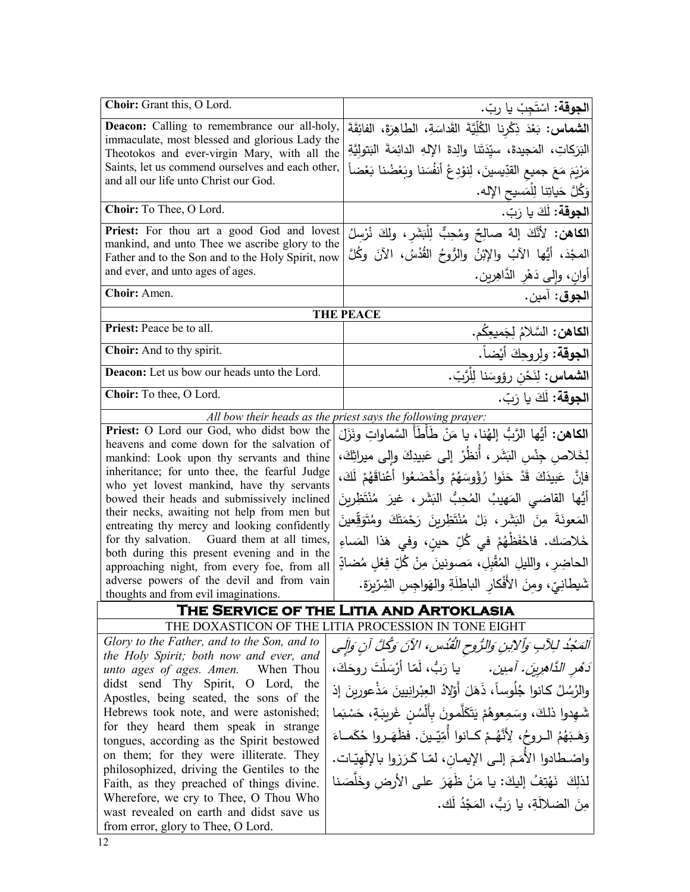| | |
|---|---|
| **Choir:** Grant this, O Lord. | **الجوقة:** اسْتَجِبْ يا ربّ. |
| **Deacon:** Calling to remembrance our all-holy, immaculate, most blessed and glorious Lady the Theotokos and ever-virgin Mary, with all the Saints, let us commend ourselves and each other, and all our life unto Christ our God. | **الشماس:** بَعْدَ ذِكْرِنا الكُلِّيَّةَ القَداسَةِ، الطاهِرَةَ، الفائِقَةَ البَرَكاتِ، المَجيدةَ، سيِّدَتَنا والِدةَ الإلهِ الدائِمَةَ البَتولِيَّةِ مَرْيَمَ مَعَ جميعِ القدّيسينَ، لِنوْدِعْ أنفُسَنا وبَعْضُنا بَعْضاً وَكُلَّ حَياتِنا لِلْمَسيحِ الإله. |
| **Choir:** To Thee, O Lord. | **الجوقة:** لَكَ يا رَبّ. |
| **Priest:** For thou art a good God and lovest mankind, and unto Thee we ascribe glory to the Father and to the Son and to the Holy Spirit, now and ever, and unto ages of ages. | **الكاهن:** لأَنَّكَ إلهٌ صالِحٌ ومُحِبٌّ لِلْبَشَرِ، ولكَ نُرْسِلُ المجْدَ، أيُّها الآبُ والإبْنُ والرُّوحُ القُدُسُ، الآنَ وكُلَّ أوانٍ، وإلى دَهْرِ الدَّاهِرين. |
| **Choir:** Amen. | **الجوق:** آمين. |

**THE PEACE**

| | |
|---|---|
| **Priest:** Peace be to all. | **الكاهن:** السَّلامُ لِجَميعِكُم. |
| **Choir:** And to thy spirit. | **الجوقة:** ولِروحِكَ أيْضاً. |
| **Deacon:** Let us bow our heads unto the Lord. | **الشماس:** لِنَحْنِ رؤوسَنا لِلْرَّبّ. |
| **Choir:** To thee, O Lord. | **الجوقة:** لَكَ يا رَبّ. |

*All bow their heads as the priest says the following prayer:*

| | |
|---|---|
| **Priest:** O Lord our God, who didst bow the heavens and come down for the salvation of mankind: Look upon thy servants and thine inheritance; for unto thee, the fearful Judge who yet lovest mankind, have thy servants bowed their heads and submissively inclined their necks, awaiting not help from men but entreating thy mercy and looking confidently for thy salvation. Guard them at all times, both during this present evening and in the approaching night, from every foe, from all adverse powers of the devil and from vain thoughts and from evil imaginations. | **الكاهن:** أيُّها الرَّبُّ إلهُنا، يا مَنْ طَأْطَأَ السَّماواتِ ونَزَلَ لِخَلاصِ جِنْسِ البَشَرِ، أُنظُرْ إلى عَبيدِكَ وإلى ميراثِكَ، فإنَّ عَبيدَكَ قَدْ حَنَوا رُؤوسَهُمْ وأخْضَعُوا أعْناقَهُمْ لَكَ، أيُّها القاضي المَهيبُ المُحِبُّ البَشَرِ، غيرَ مُنْتَظِرينَ المَعونَةَ مِنَ البَشَرِ، بَلْ مُنْتَظِرينَ رَحْمَتَكَ ومُتَوَقِّعينَ خَلاصَك. فاحْفَظْهُمْ في كُلِّ حينٍ، وفي هَذا المَساءِ الحاضِرِ، والليلِ المُقْبِلِ، مَصونينَ مِنْ كُلِّ فِعْلٍ مُضادٍّ شَيطانِيّ، ومِنَ الأفْكارِ الباطِلَةِ والهَواجِسِ الشِرّيرَة. |

## THE SERVICE OF THE LITIA AND ARTOKLASIA

THE DOXASTICON OF THE LITIA PROCESSION IN TONE EIGHT

| | |
|---|---|
| *Glory to the Father, and to the Son, and to the Holy Spirit; both now and ever, and unto ages of ages. Amen.* When Thou didst send Thy Spirit, O Lord, the Apostles, being seated, the sons of the Hebrews took note, and were astonished; for they heard them speak in strange tongues, according as the Spirit bestowed on them; for they were illiterate. They philosophized, driving the Gentiles to the Faith, as they preached of things divine. Wherefore, we cry to Thee, O Thou Who wast revealed on earth and didst save us from error, glory to Thee, O Lord. | *اَلمَجْدُ لِلآبِ وَالاِبْنِ وَالرُّوحِ القُدُسِ، الآنَ وَكُلَّ آنٍ وَإِلَى دَهْرِ الدَّاهِرِينَ. آمين.* يا رَبُّ، لَمّا أرْسَلْتَ روحَكَ، والرُسُلُ كانوا جُلوساً، ذَهَلَ أَوْلادُ العِبْرانيينَ مَذْعورينَ إذ شَهِدوا ذلكَ، وسَمِعوهُمْ يَتَكَلَّمونَ بِأَلْسُنٍ غريبَةٍ، حَسْبَما وَهَبَهُمُ الروحُ، لِأَنَّهُمْ كانوا أُمِّيّينَ. فظَهَروا حُكَماءَ واصْطادوا الأُمَمَ إلى الإيمانِ، لمّا كَرَزوا بالإلَهِيّات. لذلِكَ نَهْتِفُ إليكَ: يا مَنْ ظَهَرَ على الأرضِ وخَلَّصَنا مِنَ الضلالَةِ، يا رَبُّ، المَجْدُ لَك. |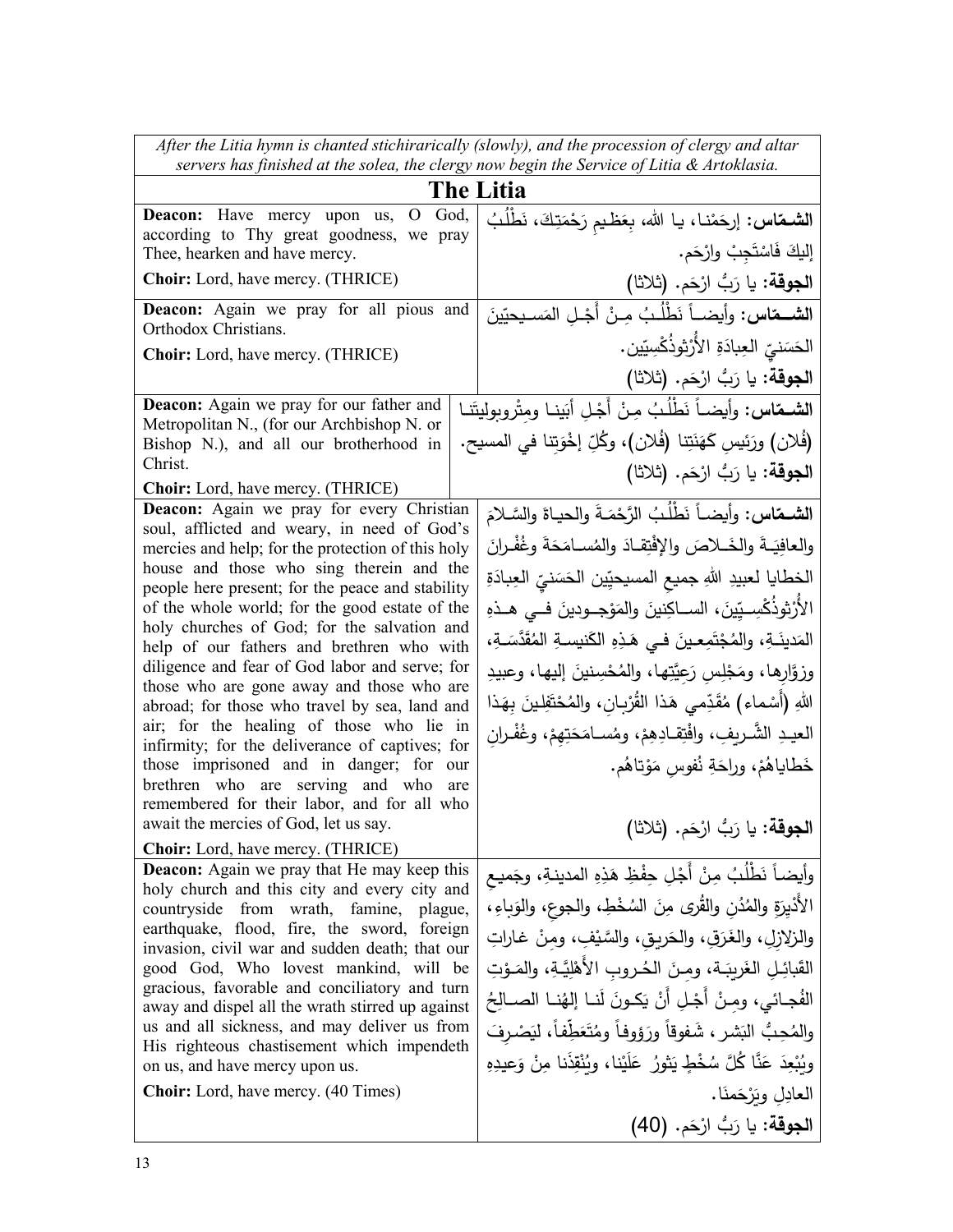*After the Litia hymn is chanted stichirarically (slowly), and the procession of clergy and altar servers has finished at the solea, the clergy now begin the Service of Litia & Artoklasia.*

# The Litia

| | |
|---|---|
| **Deacon:** Have mercy upon us, O God, according to Thy great goodness, we pray Thee, hearken and have mercy.<br>**Choir:** Lord, have mercy. (THRICE) | **الشمّاس:** إرحَمْنا، يا الله، بِعَظيمِ رَحْمَتِكَ، نَطْلُبُ إليكَ فَاسْتَجِبْ وارْحَم.<br>**الجوقة:** يا رَبُّ ارْحَم. (ثلاثا) |
| **Deacon:** Again we pray for all pious and Orthodox Christians.<br>**Choir:** Lord, have mercy. (THRICE) | **الشمّاس:** وأيضاً نَطْلُبُ مِنْ أَجْلِ المَسيحيّينَ الحَسَنيّ العِبادَةِ الأُرْثوذُكْسِيّين.<br>**الجوقة:** يا رَبُّ ارْحَم. (ثلاثا) |
| **Deacon:** Again we pray for our father and Metropolitan N., (for our Archbishop N. or Bishop N.), and all our brotherhood in Christ.<br>**Choir:** Lord, have mercy. (THRICE) | **الشمّاس:** وأيضاً نَطْلُبُ مِنْ أَجْلِ أبينا ومِتْروبوليتَنا (فُلان) ورَئيسِ كَهَنَتِنا (فُلان)، وكُلِّ إخْوَتِنا في المسيح.<br>**الجوقة:** يا رَبُّ ارْحَم. (ثلاثا) |
| **Deacon:** Again we pray for every Christian soul, afflicted and weary, in need of God's mercies and help; for the protection of this holy house and those who sing therein and the people here present; for the peace and stability of the whole world; for the good estate of the holy churches of God; for the salvation and help of our fathers and brethren who with diligence and fear of God labor and serve; for those who are gone away and those who are abroad; for those who travel by sea, land and air; for the healing of those who lie in infirmity; for the deliverance of captives; for those imprisoned and in danger; for our brethren who are serving and who are remembered for their labor, and for all who await the mercies of God, let us say.<br>**Choir:** Lord, have mercy. (THRICE) | **الشمّاس:** وأيضاً نَطْلُبُ الرَّحْمَةَ والحياةَ والسَّلامَ والعافِيَةَ والخَلاصَ والإِفْتِقادَ والمُسامَحَةَ وغُفْرانَ الخطايا لعبيدِ اللهِ جميعِ المسيحيّين الحَسَنيّ العِبادَةِ الأُرْثوذُكْسِيّينَ، الساكِنينَ والمَوْجودينَ في هذهِ المَدينَةِ، والمُجْتَمِعينَ في هَذِهِ الكَنيسةِ المُقَدَّسَةِ، وزوّارِها، ومَجْلِسِ رَعِيَّتِها، والمُحْسِنينَ إليها، وعبيدِ اللهِ (أَسْماء) مُقَدّمي هَذا القُرْبانِ، والمُحْتَفِلينَ بِهَذا العيدِ الشَّريفِ، وافْتِقادِهِمْ، ومُسامَحَتِهِمْ، وغُفْرانِ خَطاياهُمْ، وراحَةِ نُفوسِ مَوْتاهُم.<br>**الجوقة:** يا رَبُّ ارْحَم. (ثلاثا) |
| **Deacon:** Again we pray that He may keep this holy church and this city and every city and countryside from wrath, famine, plague, earthquake, flood, fire, the sword, foreign invasion, civil war and sudden death; that our good God, Who lovest mankind, will be gracious, favorable and conciliatory and turn away and dispel all the wrath stirred up against us and all sickness, and may deliver us from His righteous chastisement which impendeth on us, and have mercy upon us.<br>**Choir:** Lord, have mercy. (40 Times) | وأيضاً نَطْلُبُ مِنْ أَجْلِ حِفْظِ هَذِهِ المدينةِ، وجَميعِ الأَدْيِرَةِ والمُدُنِ والقُرى مِنَ السُخْطِ، والجوعِ، والوَباءِ، والزلازِلِ، والغَرَقِ، والحَريقِ، والسَّيْفِ، ومِنْ غاراتِ القَبائِلِ الغَريبَة، ومِنَ الحُروبِ الأَهْلِيَّةِ، والمَوْتِ الفُجائي، ومِنْ أَجْلِ أَنْ يَكونَ لَنا إلهُنا الصالِحُ والمُحِبُّ البَشَر، شَفوقاً ورَؤوفاً ومُتَعَطِّفاً، ليَصْرِفَ ويُبْعِدَ عَنّا كُلَّ سُخْطٍ يَثورُ عَلَيْنا، ويُنْقِذَنا مِنْ وَعيدِهِ العادِلِ ويَرْحَمَنا.<br>**الجوقة:** يا رَبُّ ارْحَم. (40) |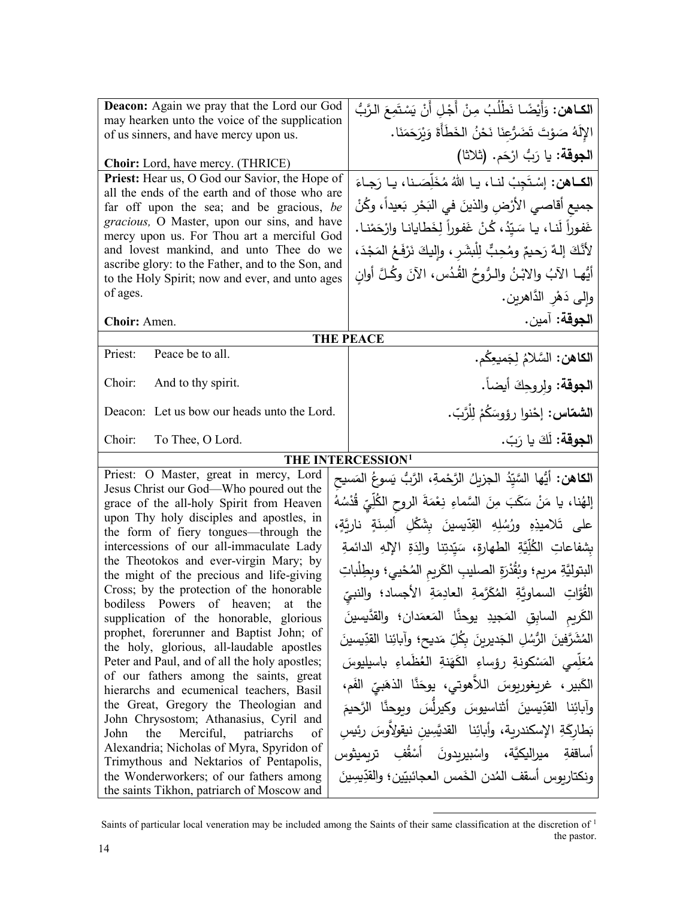| | |
|---|---|
| **Deacon:** Again we pray that the Lord our God may hearken unto the voice of the supplication of us sinners, and have mercy upon us.<br><br>**Choir:** Lord, have mercy. (THRICE) | **الكـاهن:** وَأيْضًـا نَطْلُبُ مِنْ أَجْلِ أَنْ يَسْتَمِعَ الرَّبُّ الإِلَهُ صَوْتَ تَضَرُّعِنَا نَحْنُ الخَطَأَةَ وَيَرْحَمَنَا.<br>**الجوقة:** يا رَبُّ ارْحَم. (ثلاثا) |
| **Priest:** Hear us, O God our Savior, the Hope of all the ends of the earth and of those who are far off upon the sea; and be gracious, *be gracious,* O Master, upon our sins, and have mercy upon us. For Thou art a merciful God and lovest mankind, and unto Thee do we ascribe glory: to the Father, and to the Son, and to the Holy Spirit; now and ever, and unto ages of ages.<br><br>**Choir:** Amen. | **الكـاهن:** إسْتَجِبْ لنـا، يـا اللهُ مُخَلِّصَـنا، يـا رَجـاءَ جميعِ أقاصي الأرْضِ والذينَ في البَحْرِ بَعيداً، وكُنْ غَفوراً لَنا، يا سَيِّدُ، كُنْ غَفوراً لِخَطايانا وارْحَمْنا. لأنَّكَ إلـهٌ رَحيمٌ ومُحِبٌّ لِلْبَشَرِ، وإليكَ نَرْفَعُ المَجْدَ، أيُّها الآبُ والابْنُ والرُّوحُ القُدُس، الآنَ وكُلَّ أوانٍ وإلى دَهْرِ الدَّاهرين.<br>**الجوقة:** آمين. |
| **THE PEACE** | |
| Priest: Peace be to all. | **الكاهن:** السَّلامُ لِجَميعِكُم. |
| Choir: And to thy spirit. | **الجوقة:** ولِروحِكَ أيضاً. |
| Deacon: Let us bow our heads unto the Lord. | **الشمّاس:** إحْنوا رؤوسَكُمْ لِلْرَّبّ. |
| Choir: To Thee, O Lord. | **الجوقة:** لَكَ يا رَبّ. |
| **THE INTERCESSION[1]** | |
| Priest: O Master, great in mercy, Lord Jesus Christ our God—Who poured out the grace of the all-holy Spirit from Heaven upon Thy holy disciples and apostles, in the form of fiery tongues—through the intercessions of our all-immaculate Lady the Theotokos and ever-virgin Mary; by the might of the precious and life-giving Cross; by the protection of the honorable bodiless Powers of heaven; at the supplication of the honorable, glorious prophet, forerunner and Baptist John; of the holy, glorious, all-laudable apostles Peter and Paul, and of all the holy apostles; of our fathers among the saints, great hierarchs and ecumenical teachers, Basil the Great, Gregory the Theologian and John Chrysostom; Athanasius, Cyril and John the Merciful, patriarchs of Alexandria; Nicholas of Myra, Spyridon of Trimythous and Nektarios of Pentapolis, the Wonderworkers; of our fathers among the saints Tikhon, patriarch of Moscow and | **الكاهن:** أيُّها السَّيِّدُ الجزيلُ الرَّحْمةِ، الرَّبُّ يَسوعُ المَسيحِ إلهُنا، يا مَنْ سَكَبَ مِنَ السَّماءِ نِعْمَةَ الروحِ الكُلّيِّ قُدْسُهُ على تَلاميذِهِ ورُسُلِهِ القِدّيسينَ بِشَكْلِ ألسِنَةٍ نارِيَّةٍ، بِشفاعاتِ الكُلِّيَّةِ الطهارةِ، سَيِّدَتِنا والِدَةِ الإلهِ الدائمةِ البتوليَّةِ مريمَ؛ وبِقُدْرَةِ الصليبِ الكَريمِ المُحْيي؛ وبِطِلْباتِ القُوّاتِ السماويَّةِ المُكَرَّمةِ العادِمَةِ الأجسادِ؛ والنبيِّ الكَريمِ السابِقِ المَجيدِ يوحنَّا المَعمَدانِ؛ والقدّيسينَ المُشَرَّفينَ الرُّسُلِ الجَديرينَ بِكُلِّ مَديحٍ؛ وآبائِنا القدّيسينَ مُعَلِّمي المَسْكونةِ رؤساءِ الكَهَنةِ العُظَماءِ باسيليوسَ الكَبير، غريغوريوسَ اللاّهوتي، يوحَنَّا الذهَبيِّ الفَمِ، وآبائِنا القدّيسينَ أثناسيوسَ وكيرلُّسَ ويوحنَّا الرَّحيمَ بَطارِكَةِ الإسكندرية، وأبائِنا القديِّسينِ نيقولاّوسَ رئيسِ أساقفةِ ميراليكيَّة، واسْبيريدونَ أسْقُفِ تريميثوس ونكتاريوس أسقف المُدن الخَمس العجائبيّين؛ والقدّيسينَ |

[1] Saints of particular local veneration may be included among the Saints of their same classification at the discretion of the pastor.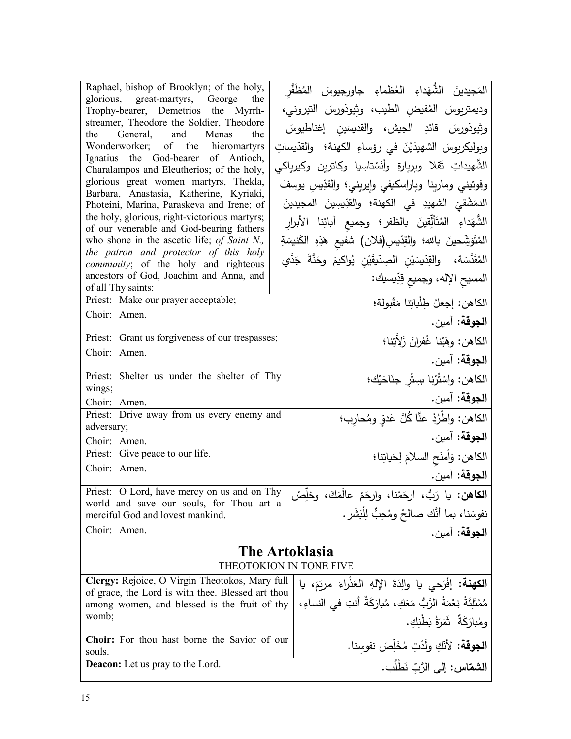| | |
|---|---|
| Raphael, bishop of Brooklyn; of the holy, glorious, great-martyrs, George the Trophy-bearer, Demetrios the Myrrh-streamer, Theodore the Soldier, Theodore the General, and Menas the Wonderworker; of the hieromartyrs Ignatius the God-bearer of Antioch, Charalampos and Eleutherios; of the holy, glorious great women martyrs, Thekla, Barbara, Anastasia, Katherine, Kyriaki, Photeini, Marina, Paraskeva and Irene; of the holy, glorious, right-victorious martyrs; of our venerable and God-bearing fathers who shone in the ascetic life; *of Saint N., the patron and protector of this holy community*; of the holy and righteous ancestors of God, Joachim and Anna, and of all Thy saints: | المَجيدينَ الشُّهَداءِ العُظماءِ جاورجيوسَ المُظَفَّرِ وديمتريوسَ المُفيضِ الطيب، وثِيوذورسَ التيروني، وثِيوذورسَ قائدِ الجيش، والقديسَين إغناطيوسَ وبوليكربوسَ الشهيدَيْنَ في رؤساءِ الكهنة؛ والقدّيساتِ الشَّهيداتِ تَقلا وبربارة وأَنَسْتاسِيا وكاترين وكيرياكي وفوتيني ومارينا وباراسكيفي وإيريني؛ والقدّيسِ يوسفَ الدمَشْقيِّ الشهيدِ في الكهنة؛ والقدّيسينَ المجيدينَ الشُّهَداءِ المُتَألِّقينَ بالظفر؛ وجميعِ آبائنا الأبرارِ المُتَوَشِّحينَ بالله؛ والقدّيسِ(فلان) شفيعِ هَذِهِ الكنيسَةِ المُقَدَّسَة، والقدّيسَيْنِ الصِدّيقَيْنِ يُواكيمَ وحَنَّةَ جَدَّي المسيحِ الإله، وجميعِ قِدّيسيك: |
| Priest: Make our prayer acceptable;<br>Choir: Amen. | الكاهن: إجعلْ طِلْباتِنا مَقْبولة؛<br>**الجوقة:** آمين. |
| Priest: Grant us forgiveness of our trespasses;<br>Choir: Amen. | الكاهن: وهَبْنا غُفرانَ زَلاَّتِنا؛<br>**الجوقة:** آمين. |
| Priest: Shelter us under the shelter of Thy wings;<br>Choir: Amen. | الكاهن: واسْتُرْنا بسِتْرِ جنَاحَيْك؛<br>**الجوقة:** آمين. |
| Priest: Drive away from us every enemy and adversary;<br>Choir: Amen. | الكاهن: واطْرُدْ عنَّا كُلَّ عَدوٍّ ومُحارِب؛<br>**الجوقة:** آمين. |
| Priest: Give peace to our life.<br>Choir: Amen. | الكاهن: وَأمنَحِ السلامَ لِحَياتِنا؛<br>**الجوقة:** آمين. |
| Priest: O Lord, have mercy on us and on Thy world and save our souls, for Thou art a merciful God and lovest mankind.<br>Choir: Amen. | **الكاهن:** يا رَبُّ، ارحَمْنا، وارحَمْ عالَمَكَ، وخلِّصْ نفوسَنا، بما أنَّك صالحٌ ومُحِبٌّ لِلْبَشَر.<br>**الجوقة:** آمين. |

## The Artoklasia

THEOTOKION IN TONE FIVE

| | |
|---|---|
| **Clergy:** Rejoice, O Virgin Theotokos, Mary full of grace, the Lord is with thee. Blessed art thou among women, and blessed is the fruit of thy womb;<br><br>**Choir:** For thou hast borne the Savior of our souls. | **الكهنة:** إفْرَحي يا والِدَةَ الإلهِ العَذْراءَ مريَمَ، يا مُمْتَلِئَةً نِعْمَةً الرَّبُّ مَعَكِ، مُبارَكَةٌ أنتِ في النساءِ، ومُبارَكَةٌ ثَمَرَةُ بَطْنِكِ.<br><br>**الجوقة:** لأنَّكِ ولَدْتِ مُخَلِّصَ نفوسِنا. |
| **Deacon:** Let us pray to the Lord. | **الشمّاس:** إلى الرَّبِّ نَطْلُب. |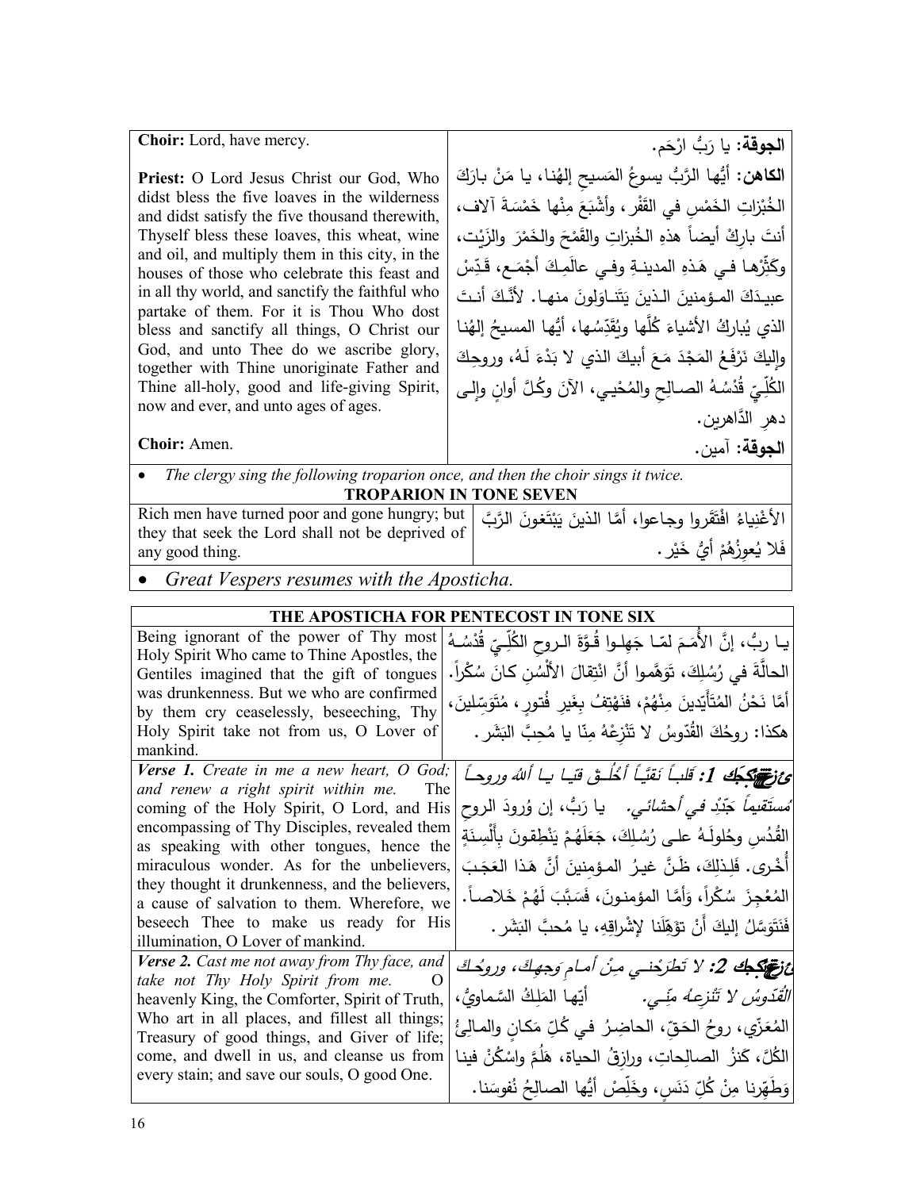| | |
|---|---|
| **Choir:** Lord, have mercy. | **الجوقة:** يا رَبُّ ارْحَم. |
| **Priest:** O Lord Jesus Christ our God, Who didst bless the five loaves in the wilderness and didst satisfy the five thousand therewith, Thyself bless these loaves, this wheat, wine and oil, and multiply them in this city, in the houses of those who celebrate this feast and in all thy world, and sanctify the faithful who partake of them. For it is Thou Who dost bless and sanctify all things, O Christ our God, and unto Thee do we ascribe glory, together with Thine unoriginate Father and Thine all-holy, good and life-giving Spirit, now and ever, and unto ages of ages. | **الكاهن:** أيُّها الرَّبُّ يسوعُ المَسيح إلهُنا، يا مَنْ بارَكَ الخُبْزاتِ الخَمْسِ في القَفْر، وأشْبَعَ مِنْها خَمْسَةَ آلاف، أنتَ بارِكْ أيضاً هذهِ الخُبزاتِ والقَمْحَ والخَمْرَ والزَيْت، وكَثِّرْها في هَذهِ المدينةِ وفي عالَمِكَ أجْمَع، قَدِّسْ عبيدَكَ المؤمنينَ الذينَ يَتَناوَلونَ منها. لأنَّكَ أنتَ الذي يُباركُ الأشياءَ كُلَّها ويُقَدِّسُها، أيُّها المسيحُ إلهُنا وإليكَ نَرْفَعُ المَجْدَ مَعَ أبيكَ الذي لا بَدْءَ لَهُ، وروحِكَ الكُلِّيِّ قُدْسُهُ الصالِحِ والمُحْيي، الآنَ وكُلَّ أوانٍ وإلى دهرِ الدَّاهرين. |
| **Choir:** Amen. | **الجوقة:** آمين. |

- *The clergy sing the following troparion once, and then the choir sings it twice.*

**TROPARION IN TONE SEVEN**

| | |
|---|---|
| Rich men have turned poor and gone hungry; but they that seek the Lord shall not be deprived of any good thing. | الأغْنِياءُ افْتَقَروا وجاعوا، أمَّا الذينَ يَبْتَغونَ الرَّبَّ فَلا يُعوِزُهُمْ أيُّ خَيْر. |

- *Great Vespers resumes with the Aposticha.*

**THE APOSTICHA FOR PENTECOST IN TONE SIX**

| | |
|---|---|
| Being ignorant of the power of Thy most Holy Spirit Who came to Thine Apostles, the Gentiles imagined that the gift of tongues was drunkenness. But we who are confirmed by them cry ceaselessly, beseeching, Thy Holy Spirit take not from us, O Lover of mankind. | يا ربُّ، إنَّ الأُمَمَ لمّا جَهِلوا قُوَّةَ الروحِ الكُلِّيِّ قُدْسُهُ الحالَّةَ في رُسُلِكَ، تَوَهَّموا أنَّ انْتِقالَ الألْسُنِ كانَ سُكْراً. أمَّا نَحْنُ المُتَأَيِّدينَ مِنْهُمْ، فنَهْتِفُ بغَيرِ فُتورٍ، مُتَوَسِّلينَ، هكذا: روحُكَ القُدّوسُ لا تَنْزِعْهُ مِنّا يا مُحِبَّ البَشَر. |
| *Verse 1. Create in me a new heart, O God; and renew a right spirit within me.* The coming of the Holy Spirit, O Lord, and His encompassing of Thy Disciples, revealed them as speaking with other tongues, hence the miraculous wonder. As for the unbelievers, they thought it drunkenness, and the believers, a cause of salvation to them. Wherefore, we beseech Thee to make us ready for His illumination, O Lover of mankind. | ***عدد 1:** قَلباً نَقيّاً أُخْلُقْ فيَّ يا أللهُ وروحاً مُستَقيماً جَدِّدْ في أحشائي.* يا رَبُّ، إن وُرودَ الروحِ القُدُسِ وحُلولَهُ على رُسُلِكَ، جَعَلَهُمْ يَنْطِقونَ بِألْسِنَةٍ أُخْرى. فَلِذلِكَ، ظَنَّ غيرُ المؤمنينَ أنَّ هَذا العَجَبَ المُعْجِزَ سُكْراً، وَأمَّا المؤمنونَ، فَسَبَّبَ لَهُمْ خَلاصاً. فَنَتَوسَّلُ إليكَ أنْ تؤهِّلَنا لإشْراقِهِ، يا مُحبَّ البَشَر. |
| *Verse 2. Cast me not away from Thy face, and take not Thy Holy Spirit from me.* O heavenly King, the Comforter, Spirit of Truth, Who art in all places, and fillest all things; Treasury of good things, and Giver of life; come, and dwell in us, and cleanse us from every stain; and save our souls, O good One. | ***عدد 2:** لا تَطرَحْني مِنْ أمامِ وَجهِكَ، وروحُكَ القُدّوسُ لا تَنْزِعْهُ مِنّي.* أيّها المَلِكُ السَّماويُّ، المُعَزّي، روحُ الحَقّ، الحاضِرُ في كُلِّ مَكانٍ والمالِئُ الكُلَّ، كَنزُ الصالِحاتِ، ورازِقُ الحياة، هَلُمَّ واسْكُنْ فينا وَطَهِّرنا مِنْ كُلِّ دَنَسٍ، وخَلِّصْ أيُّها الصالِحُ نُفوسَنا. |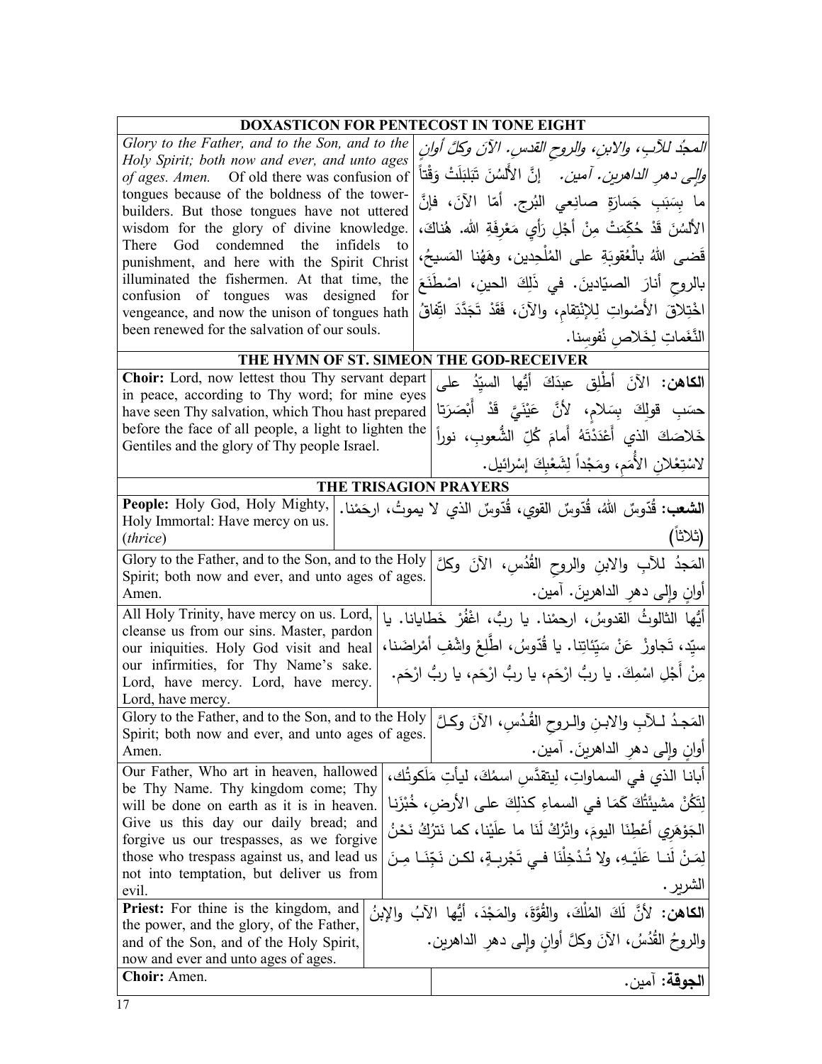## DOXASTICON FOR PENTECOST IN TONE EIGHT

| English | Arabic |
|---|---|
| *Glory to the Father, and to the Son, and to the Holy Spirit; both now and ever, and unto ages of ages. Amen.* Of old there was confusion of tongues because of the boldness of the tower-builders. But those tongues have not uttered wisdom for the glory of divine knowledge. There God condemned the infidels to punishment, and here with the Spirit Christ illuminated the fishermen. At that time, the confusion of tongues was designed for vengeance, and now the unison of tongues hath been renewed for the salvation of our souls. | *المجدُ للآبِ، والابنِ، والروحِ القدس. الآنَ وكلَّ أوانٍ وإلى دهرِ الداهرين. آمين.* إنَّ الألْسُنَ تَبَلبَلَتْ وَقْتاً ما بِسَبَبِ جَسارَةِ صانِعِي البُرج. أمّا الآنَ، فإنَّ الألْسُنَ قَدْ حُكِّمَتْ مِنْ أَجْلِ رَأيِ مَعْرِفَةِ الله. هُناكَ، قَضى اللهُ بالْعُقوبَةِ على المُلْحِدين، وهَهُنا المَسيحُ، بالروحِ أنارَ الصيّادينَ. في ذَلِكَ الحينِ، اصْطَنَعَ اخْتِلاقَ الأَصْواتِ لِلإنْتِقامِ، والآنَ، فَقَدْ تَجَدَّدَ اتِّفاقُ النَّغَماتِ لِخَلاصِ نُفوسِنا. |

## THE HYMN OF ST. SIMEON THE GOD-RECEIVER

| English | Arabic |
|---|---|
| **Choir:** Lord, now lettest thou Thy servant depart in peace, according to Thy word; for mine eyes have seen Thy salvation, which Thou hast prepared before the face of all people, a light to lighten the Gentiles and the glory of Thy people Israel. | **الكاهن:** الآنَ أطْلِق عبدَكَ أيُّها السيِّدُ على حسَبِ قولِكَ بِسَلامٍ، لأنَّ عَيْنَيَّ قَدْ أَبْصَرَتا خَلاصَكَ الذي أَعْدَدْتَهُ أَمامَ كُلِّ الشُّعوبِ، نوراً لاسْتِعْلانِ الأُمَمِ، ومَجْداً لِشَعْبِكَ إسْرائيل. |

## THE TRISAGION PRAYERS

| English | Arabic |
|---|---|
| **People:** Holy God, Holy Mighty, Holy Immortal: Have mercy on us. (*thrice*) | **الشعب:** قُدّوسٌ اللهُ، قُدّوسٌ القوي، قُدّوسٌ الذي لا يموتُ، ارحَمْنا. (ثلاثاً) |
| Glory to the Father, and to the Son, and to the Holy Spirit; both now and ever, and unto ages of ages. Amen. | المَجدُ للآبِ والابنِ والروحِ القُدُسِ، الآنَ وكلَّ أوانٍ وإلى دهرِ الداهرينَ. آمين. |
| All Holy Trinity, have mercy on us. Lord, cleanse us from our sins. Master, pardon our iniquities. Holy God visit and heal our infirmities, for Thy Name's sake. Lord, have mercy. Lord, have mercy. Lord, have mercy. | أيُّها الثالوثُ القدوسُ، ارحمْنا. يا ربُّ، اغْفُرْ خَطايانا. يا سيِّد، تَجاوزْ عَنْ سَيِّئاتِنا. يا قُدّوسُ، اطَّلِعْ واشْفِ أمْراضَنا، مِنْ أَجْلِ اسْمِكَ. يا ربُّ ارْحَم، يا ربُّ ارْحَم، يا ربُّ ارْحَم. |
| Glory to the Father, and to the Son, and to the Holy Spirit; both now and ever, and unto ages of ages. Amen. | المَجدُ للآبِ والابنِ والروحِ القُدُسِ، الآنَ وكلَّ أوانٍ وإلى دهرِ الداهرينَ. آمين. |
| Our Father, Who art in heaven, hallowed be Thy Name. Thy kingdom come; Thy will be done on earth as it is in heaven. Give us this day our daily bread; and forgive us our trespasses, as we forgive those who trespass against us, and lead us not into temptation, but deliver us from evil. | أبانا الذي في السماواتِ، لِيتقدَّسِ اسمُكَ، ليأتِ مَلَكوتُك، لِتَكُنْ مشيئَتُكَ كَمَا في السماءِ كذلِكَ على الأرضِ، خُبْزَنا الجَوْهَرِي أعْطِنَا اليومَ، واتْرُكْ لَنَا ما علَيْنا، كما نَتْرُكُ نَحْنُ لِمَنْ لَنا عَلَيْهِ، ولا تُدْخِلْنَا في تَجْرِبةٍ، لكن نَجِّنَا مِنَ الشريرِ. |
| **Priest:** For thine is the kingdom, and the power, and the glory, of the Father, and of the Son, and of the Holy Spirit, now and ever and unto ages of ages. | **الكاهن:** لأنَّ لَكَ المُلْكَ، والقُوَّةَ، والمَجْدَ، أَيُّها الآبُ والإبنُ والروحُ القُدُسُ، الآنَ وكلَّ أوانٍ وإلى دهرِ الداهرين. |
| **Choir:** Amen. | **الجوقة:** آمين. |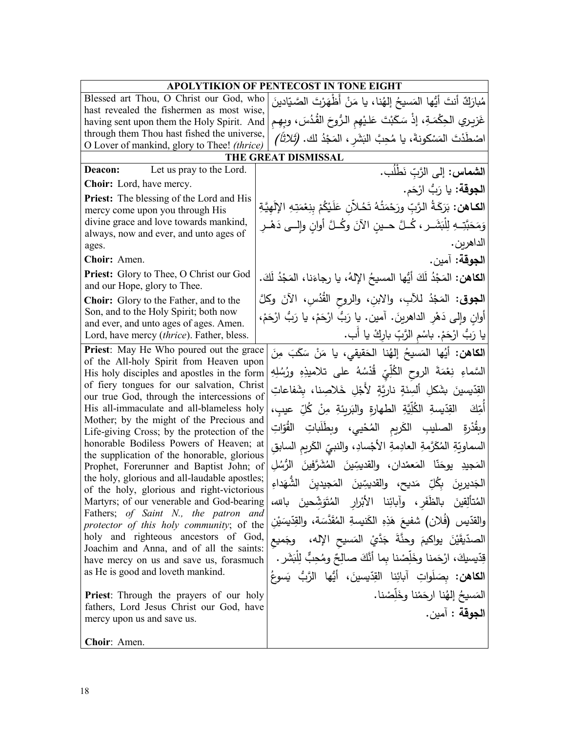| APOLYTIKION OF PENTECOST IN TONE EIGHT | |
|---|---|
| Blessed art Thou, O Christ our God, who hast revealed the fishermen as most wise, having sent upon them the Holy Spirit. And through them Thou hast fished the universe, O Lover of mankind, glory to Thee! *(thrice)* | مُبارَكٌ أنتَ أيُّها المَسيحُ إلهُنا، يا مَنْ أَظْهَرْتَ الصَّيّادينَ غَزيري الحِكْمَةِ، إذْ سَكَبْتَ عَلَيْهِمِ الرُّوحَ القُدُسَ، وبِهِمِ اصْطَدْتَ المَسْكونةَ، يا مُحِبَّ البَشَرِ، المَجْدُ لك. *(ثلاثاً)* |

| THE GREAT DISMISSAL | |
|---|---|
| **Deacon:** Let us pray to the Lord. | **الشماس:** إلى الرَّبِّ نَطْلُب. |
| **Choir:** Lord, have mercy. | **الجوقة:** يا رَبُّ ارْحَم. |
| **Priest:** The blessing of the Lord and His mercy come upon you through His divine grace and love towards mankind, always, now and ever, and unto ages of ages. | **الكاهن:** بَرَكَةُ الرَّبِّ ورَحْمَتُهُ تَحُلاَّنِ عَلَيْكُمْ بِنِعْمَتِهِ الإلَهِيَّةِ وَمَحَبَّتِهِ لِلْبَشَر، كُلَّ حينٍ الآنَ وكُلَّ أوانٍ وإلى دَهْرِ الداهرين. |
| **Choir:** Amen. | **الجوقة:** آمين. |
| **Priest:** Glory to Thee, O Christ our God and our Hope, glory to Thee. | **الكاهن:** المَجْدُ لَكَ أيُّها المسيحُ الإلهُ، يا رجاءَنا، المَجْدُ لَكَ. |
| **Choir:** Glory to the Father, and to the Son, and to the Holy Spirit; both now and ever, and unto ages of ages. Amen. Lord, have mercy (*thrice*). Father, bless. | **الجوق:** المَجْدُ للآبِ، والابنِ، والروحِ القُدُسِ، الآنَ وكلَّ أوانٍ وإلى دَهْرِ الداهرينَ. آمين. يا رَبُّ ارْحَمْ، يا رَبُّ ارْحَمْ، يا رَبُّ ارْحَمْ. باسْمِ الرَّبِّ بارِكْ يا أب. |
| **Priest**: May He Who poured out the grace of the All-holy Spirit from Heaven upon His holy disciples and apostles in the form of fiery tongues for our salvation, Christ our true God, through the intercessions of His all-immaculate and all-blameless holy Mother; by the might of the Precious and Life-giving Cross; by the protection of the honorable Bodiless Powers of Heaven; at the supplication of the honorable, glorious Prophet, Forerunner and Baptist John; of the holy, glorious and all-laudable apostles; of the holy, glorious and right-victorious Martyrs; of our venerable and God-bearing Fathers; *of Saint N., the patron and protector of this holy community*; of the holy and righteous ancestors of God, Joachim and Anna, and of all the saints: have mercy on us and save us, forasmuch as He is good and loveth mankind. | **الكاهن:** أيُها المَسيحُ إلهُنا الحَقيقي، يا مَنْ سَكَبَ مِنَ السَّماءِ نِعْمَةَ الروحِ الكُلِّيِّ قُدْسُهُ على تلاميذِهِ ورُسُلِهِ القِدّيسينَ بشَكلِ ألسِنَةٍ ناريَّةٍ لأَجْلِ خَلاصِنا، بشَفاعاتِ أُمِّكَ القِدّيسةِ الكُلِّيَّةِ الطهارةِ والبَريئةِ مِنْ كُلِّ عيبٍ، وبقُدْرةِ الصليبِ الكَريمِ المُحْيي، وبطَلَباتِ القُوّاتِ السماويّةِ المُكَرَّمةِ العادِمةِ الأجْسادِ، والنبيِّ الكَريمِ السابقِ المَجيدِ يوحَنّا المَعمْدان، والقديسّينَ المُشَرَّفينَ الرُّسُلِ الجَديرينَ بِكُلِّ مَديح، والقديسِّينَ المَجيدينَ الشُّهَداءِ المُتَأَلِقينَ بالظَفَرِ، وآبائِنا الأبْرارِ المُتَوَشِّحينَ بالله، والقدّيس (فُلان) شفيعَ هَذِهِ الكَنيسةِ المُقَدَّسَة، والقِدّيسَيْنِ الصدّيقَيْنِ يواكيمَ وحنَّةَ جَدَّيْ المَسيحِ الإله، وجَميعِ قِدّيسيكَ، ارْحَمنا وخَلِّصْنا بِما أنَّكَ صالِحٌ ومُحِبٌّ لِلْبَشَر. |
| **Priest**: Through the prayers of our holy fathers, Lord Jesus Christ our God, have mercy upon us and save us. | **الكاهن:** بِصَلَواتِ آبائِنا القِدّيسينَ، أيُّها الرَّبُّ يَسوعُ المَسيحُ إلهُنا ارحَمْنا وخَلِّصْنا. |
| **Choir**: Amen. | **الجوقة** : آمين. |